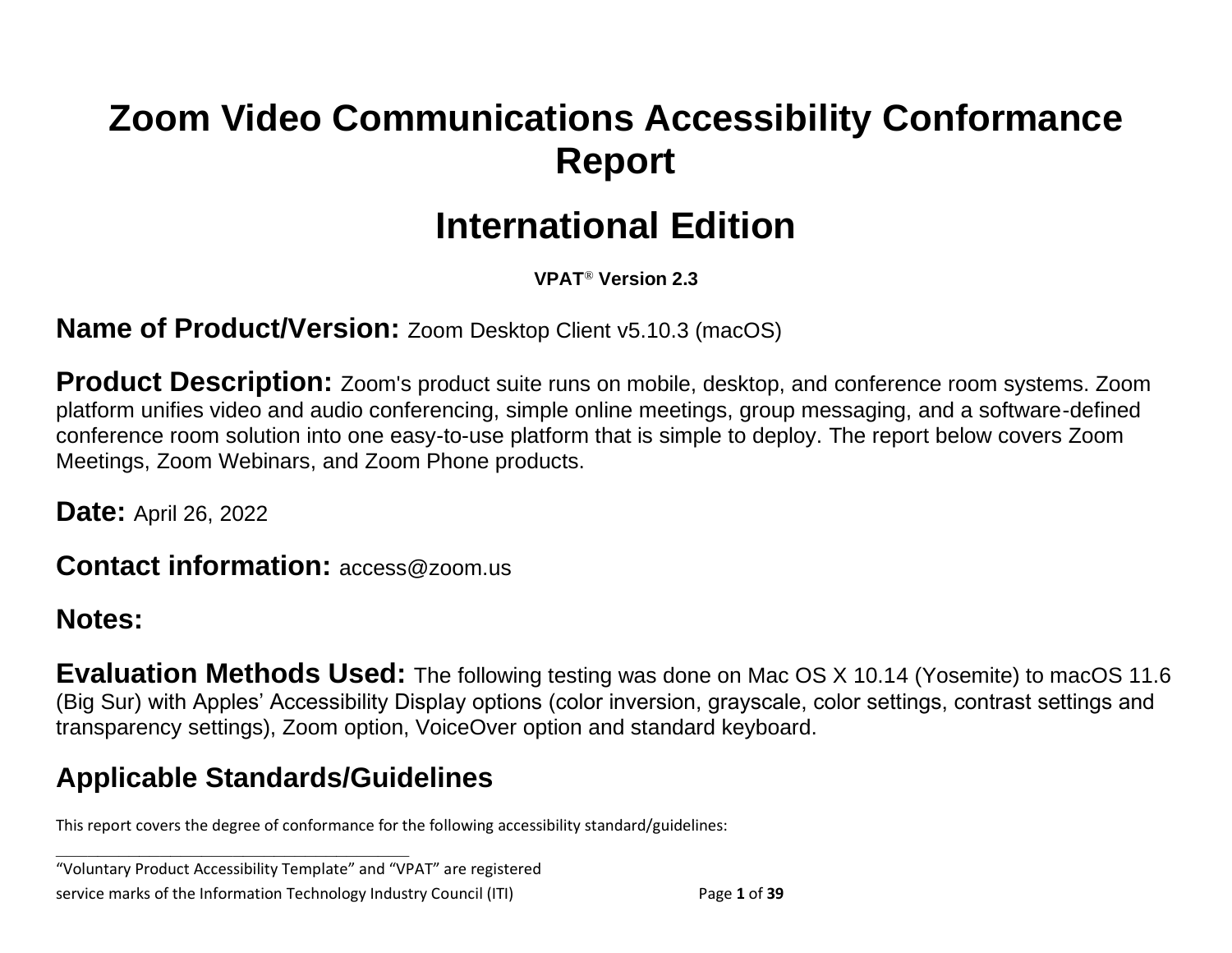# Zoom Video Communications Accessibility Conformance Report

# International Edition

**VPAT® Version 2.3**

**Name of Product/Version:** Zoom Desktop Client v5.10.3 (macOS)

**Product Description:** Zoom's product suite runs on mobile, desktop, and conference room systems. Zoom platform unifies video and audio conferencing, simple online meetings, group messaging, and a software-defined conference room solution into one easy-to-use platform that is simple to deploy. The report below covers Zoom Meetings, Zoom Webinars, and Zoom Phone products.

**Date:** April 26, 2022

**Contact information:** access@zoom.us

**Notes:**

**Evaluation Methods Used:** The following testing was done on Mac OS X 10.14 (Yosemite) to macOS 11.6 (Big Sur) with Apples' Accessibility Display options (color inversion, grayscale, color settings, contrast settings and transparency settings), Zoom option, VoiceOver option and standard keyboard.

## Applicable Standards/Guidelines

This report covers the degree of conformance for the following accessibility standard/guidelines:

---

"Voluntary Product Accessibility Template" and "VPAT" are registered service marks of the Information Technology Industry Council (ITI)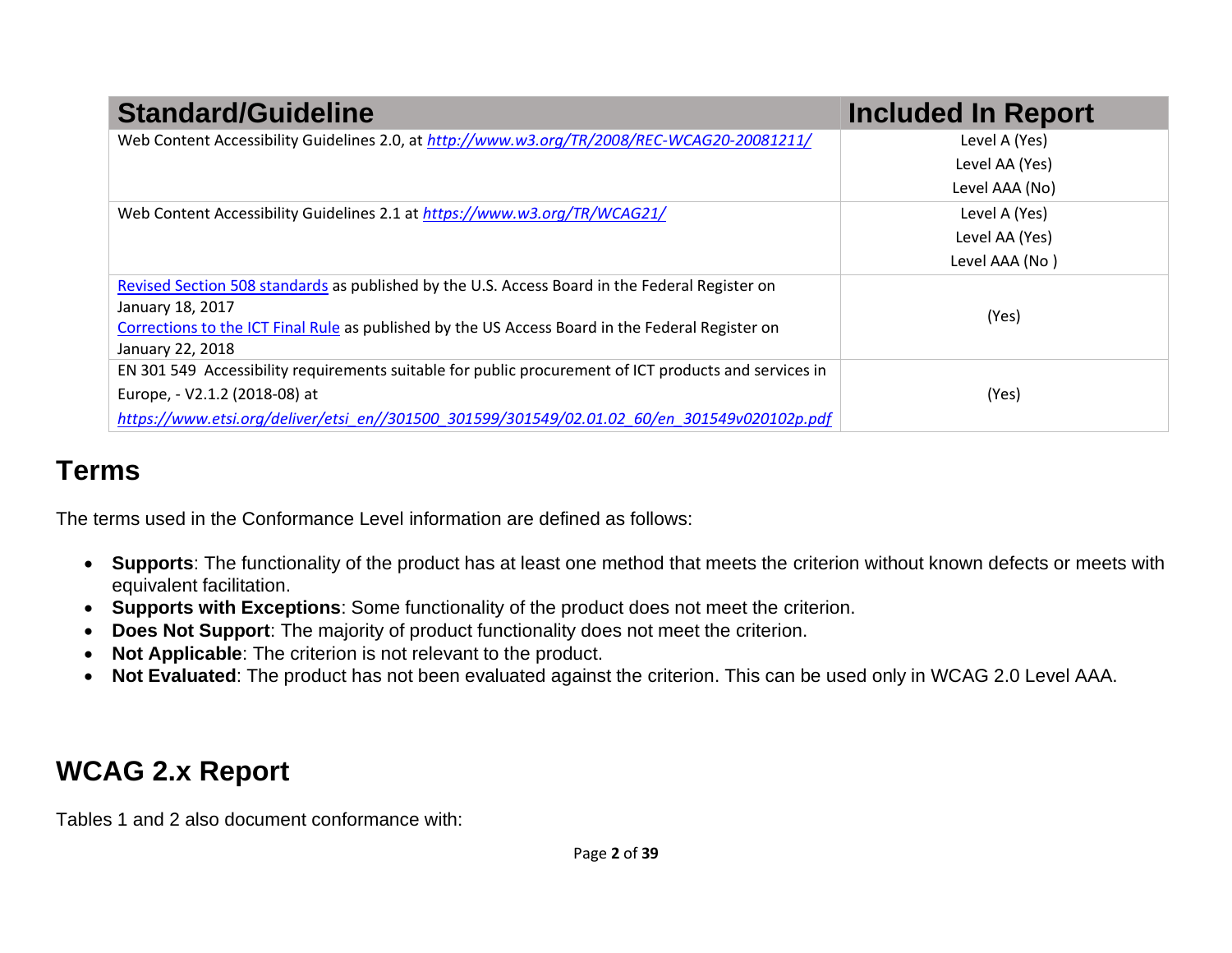| Standard/Guideline | Included In Report |
| --- | --- |
| Web Content Accessibility Guidelines 2.0, at *http://www.w3.org/TR/2008/REC-WCAG20-20081211/* | Level A (Yes)<br>Level AA (Yes)<br>Level AAA (No) |
| Web Content Accessibility Guidelines 2.1 at *https://www.w3.org/TR/WCAG21/* | Level A (Yes)<br>Level AA (Yes)<br>Level AAA (No ) |
| Revised Section 508 standards as published by the U.S. Access Board in the Federal Register on January 18, 2017<br>Corrections to the ICT Final Rule as published by the US Access Board in the Federal Register on January 22, 2018 | (Yes) |
| EN 301 549 Accessibility requirements suitable for public procurement of ICT products and services in Europe, - V2.1.2 (2018-08) at *https://www.etsi.org/deliver/etsi_en//301500_301599/301549/02.01.02_60/en_301549v020102p.pdf* | (Yes) |

## Terms

The terms used in the Conformance Level information are defined as follows:

- **Supports**: The functionality of the product has at least one method that meets the criterion without known defects or meets with equivalent facilitation.
- **Supports with Exceptions**: Some functionality of the product does not meet the criterion.
- **Does Not Support**: The majority of product functionality does not meet the criterion.
- **Not Applicable**: The criterion is not relevant to the product.
- **Not Evaluated**: The product has not been evaluated against the criterion. This can be used only in WCAG 2.0 Level AAA.

## WCAG 2.x Report

Tables 1 and 2 also document conformance with: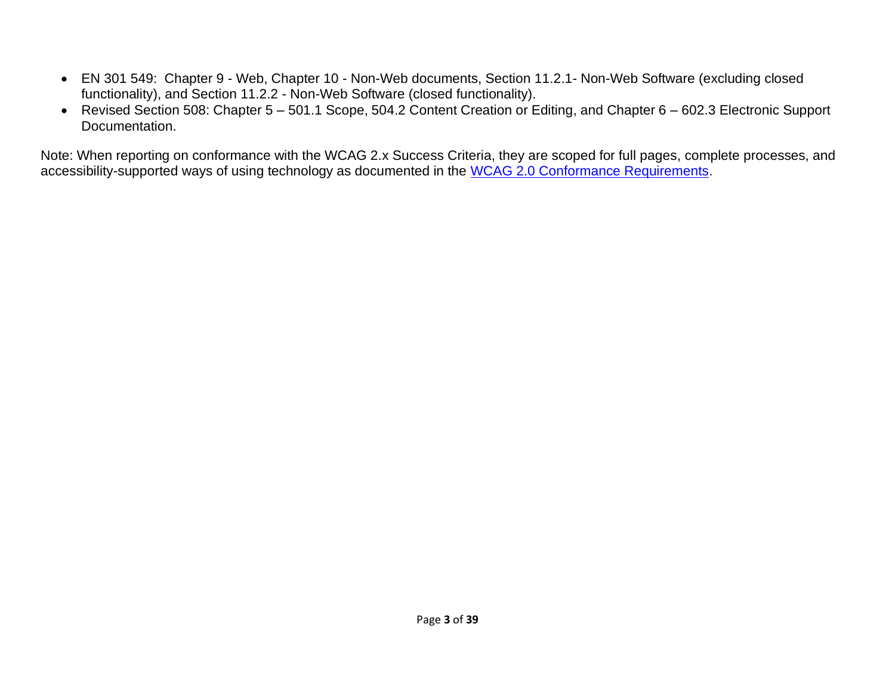- EN 301 549: Chapter 9 - Web, Chapter 10 - Non-Web documents, Section 11.2.1- Non-Web Software (excluding closed functionality), and Section 11.2.2 - Non-Web Software (closed functionality).
- Revised Section 508: Chapter 5 – 501.1 Scope, 504.2 Content Creation or Editing, and Chapter 6 – 602.3 Electronic Support Documentation.

Note: When reporting on conformance with the WCAG 2.x Success Criteria, they are scoped for full pages, complete processes, and accessibility-supported ways of using technology as documented in the WCAG 2.0 Conformance Requirements.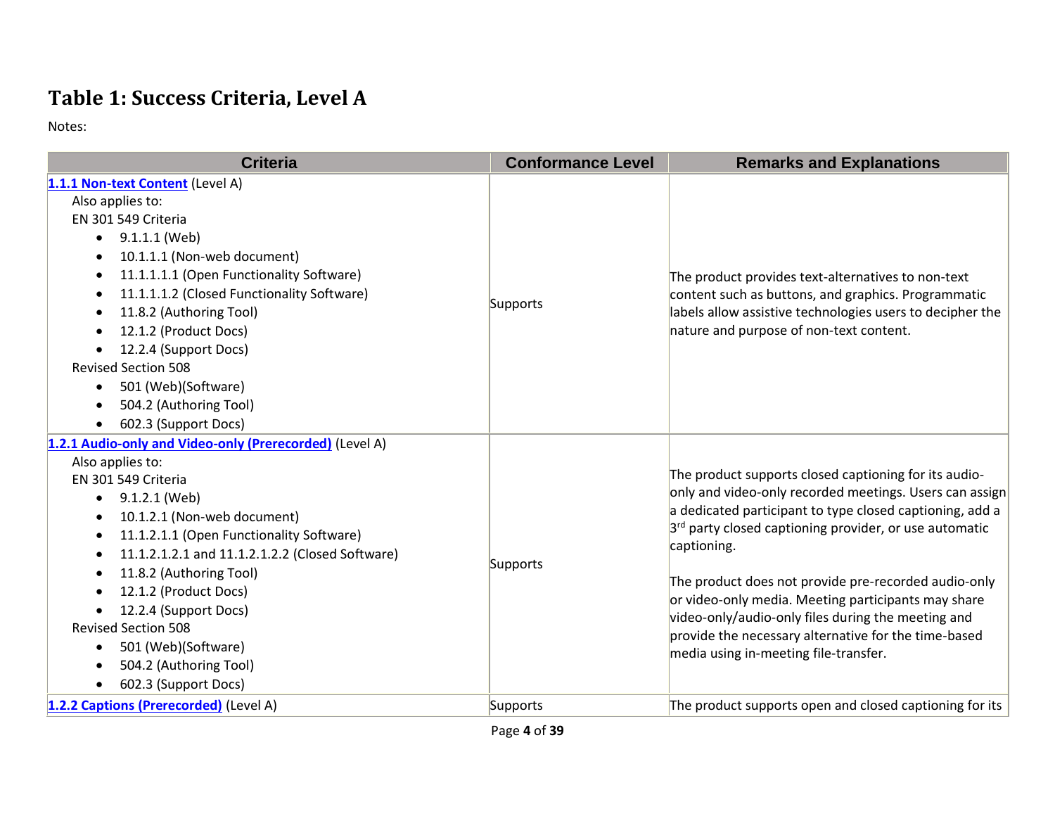# Table 1: Success Criteria, Level A

Notes:

| Criteria | Conformance Level | Remarks and Explanations |
|---|---|---|
| [1.1.1 Non-text Content](#) (Level A)<br>Also applies to:<br>EN 301 549 Criteria<br>• 9.1.1.1 (Web)<br>• 10.1.1.1 (Non-web document)<br>• 11.1.1.1.1 (Open Functionality Software)<br>• 11.1.1.1.2 (Closed Functionality Software)<br>• 11.8.2 (Authoring Tool)<br>• 12.1.2 (Product Docs)<br>• 12.2.4 (Support Docs)<br>Revised Section 508<br>• 501 (Web)(Software)<br>• 504.2 (Authoring Tool)<br>• 602.3 (Support Docs) | Supports | The product provides text-alternatives to non-text content such as buttons, and graphics. Programmatic labels allow assistive technologies users to decipher the nature and purpose of non-text content. |
| [1.2.1 Audio-only and Video-only (Prerecorded)](#) (Level A)<br>Also applies to:<br>EN 301 549 Criteria<br>• 9.1.2.1 (Web)<br>• 10.1.2.1 (Non-web document)<br>• 11.1.2.1.1 (Open Functionality Software)<br>• 11.1.2.1.2.1 and 11.1.2.1.2.2 (Closed Software)<br>• 11.8.2 (Authoring Tool)<br>• 12.1.2 (Product Docs)<br>• 12.2.4 (Support Docs)<br>Revised Section 508<br>• 501 (Web)(Software)<br>• 504.2 (Authoring Tool)<br>• 602.3 (Support Docs) | Supports | The product supports closed captioning for its audio-only and video-only recorded meetings. Users can assign a dedicated participant to type closed captioning, add a 3rd party closed captioning provider, or use automatic captioning.<br><br>The product does not provide pre-recorded audio-only or video-only media. Meeting participants may share video-only/audio-only files during the meeting and provide the necessary alternative for the time-based media using in-meeting file-transfer. |
| [1.2.2 Captions (Prerecorded)](#) (Level A) | Supports | The product supports open and closed captioning for its |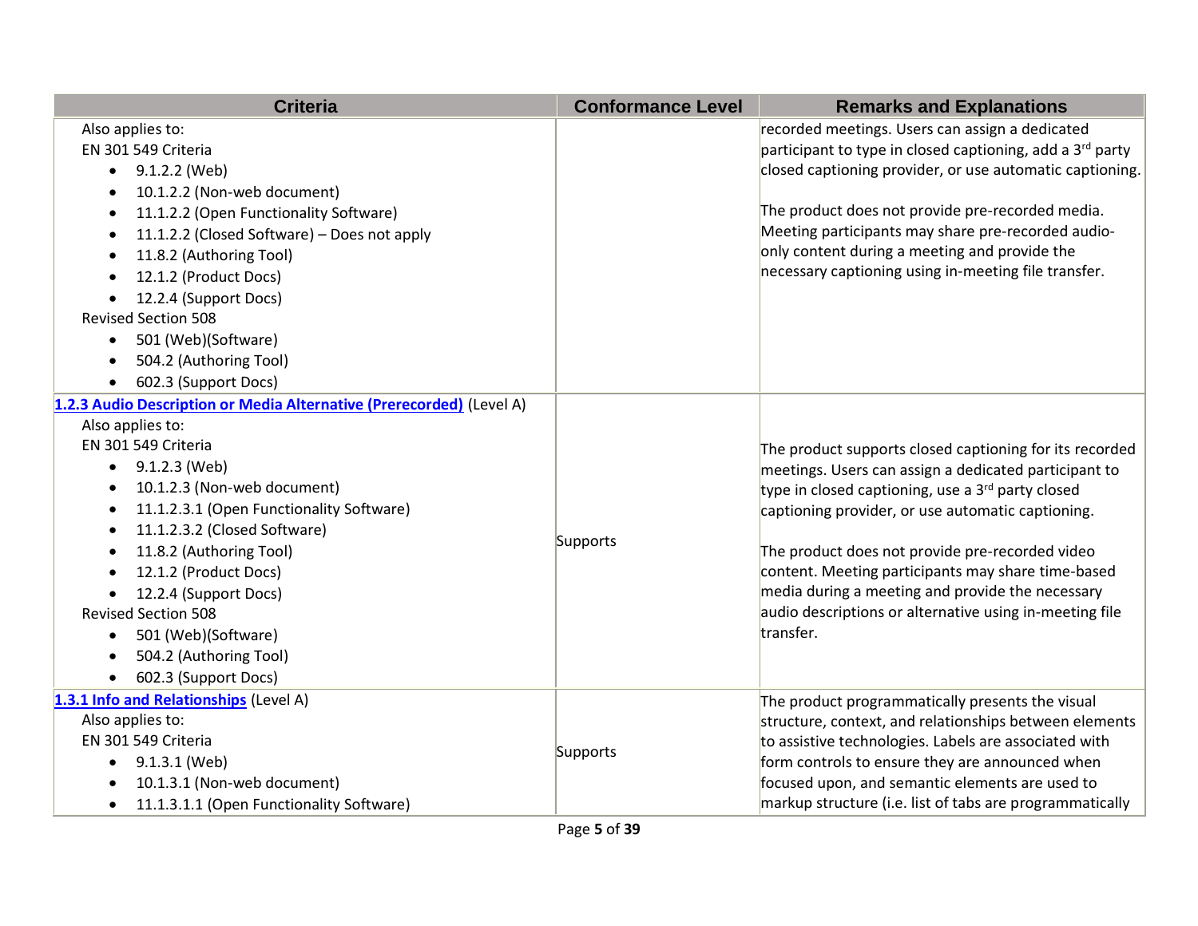| Criteria | Conformance Level | Remarks and Explanations |
| --- | --- | --- |
| Also applies to:<br>EN 301 549 Criteria<br>• 9.1.2.2 (Web)<br>• 10.1.2.2 (Non-web document)<br>• 11.1.2.2 (Open Functionality Software)<br>• 11.1.2.2 (Closed Software) – Does not apply<br>• 11.8.2 (Authoring Tool)<br>• 12.1.2 (Product Docs)<br>• 12.2.4 (Support Docs)<br>Revised Section 508<br>• 501 (Web)(Software)<br>• 504.2 (Authoring Tool)<br>• 602.3 (Support Docs) | | recorded meetings. Users can assign a dedicated participant to type in closed captioning, add a 3rd party closed captioning provider, or use automatic captioning.<br><br>The product does not provide pre-recorded media. Meeting participants may share pre-recorded audio-only content during a meeting and provide the necessary captioning using in-meeting file transfer. |
| **1.2.3 Audio Description or Media Alternative (Prerecorded)** (Level A)<br>Also applies to:<br>EN 301 549 Criteria<br>• 9.1.2.3 (Web)<br>• 10.1.2.3 (Non-web document)<br>• 11.1.2.3.1 (Open Functionality Software)<br>• 11.1.2.3.2 (Closed Software)<br>• 11.8.2 (Authoring Tool)<br>• 12.1.2 (Product Docs)<br>• 12.2.4 (Support Docs)<br>Revised Section 508<br>• 501 (Web)(Software)<br>• 504.2 (Authoring Tool)<br>• 602.3 (Support Docs) | Supports | The product supports closed captioning for its recorded meetings. Users can assign a dedicated participant to type in closed captioning, use a 3rd party closed captioning provider, or use automatic captioning.<br><br>The product does not provide pre-recorded video content. Meeting participants may share time-based media during a meeting and provide the necessary audio descriptions or alternative using in-meeting file transfer. |
| **1.3.1 Info and Relationships** (Level A)<br>Also applies to:<br>EN 301 549 Criteria<br>• 9.1.3.1 (Web)<br>• 10.1.3.1 (Non-web document)<br>• 11.1.3.1.1 (Open Functionality Software) | Supports | The product programmatically presents the visual structure, context, and relationships between elements to assistive technologies. Labels are associated with form controls to ensure they are announced when focused upon, and semantic elements are used to markup structure (i.e. list of tabs are programmatically |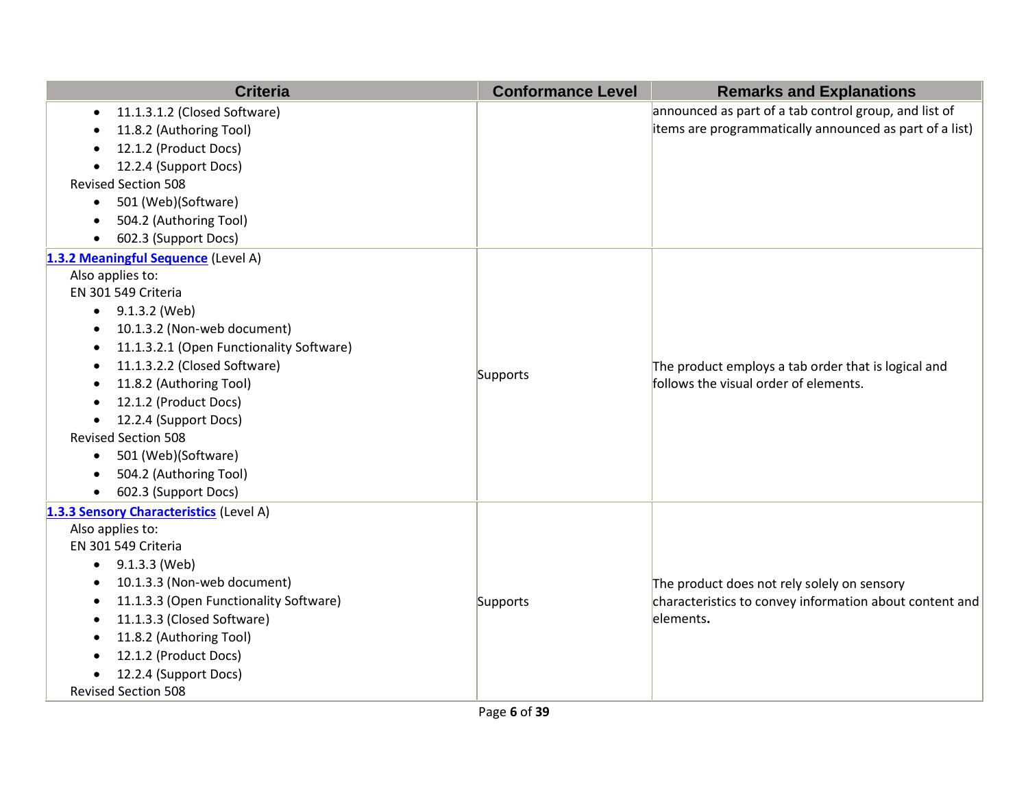| Criteria | Conformance Level | Remarks and Explanations |
|---|---|---|
| • 11.1.3.1.2 (Closed Software)<br>• 11.8.2 (Authoring Tool)<br>• 12.1.2 (Product Docs)<br>• 12.2.4 (Support Docs)<br>Revised Section 508<br>• 501 (Web)(Software)<br>• 504.2 (Authoring Tool)<br>• 602.3 (Support Docs) | | announced as part of a tab control group, and list of items are programmatically announced as part of a list) |
| **1.3.2 Meaningful Sequence** (Level A)<br>Also applies to:<br>EN 301 549 Criteria<br>• 9.1.3.2 (Web)<br>• 10.1.3.2 (Non-web document)<br>• 11.1.3.2.1 (Open Functionality Software)<br>• 11.1.3.2.2 (Closed Software)<br>• 11.8.2 (Authoring Tool)<br>• 12.1.2 (Product Docs)<br>• 12.2.4 (Support Docs)<br>Revised Section 508<br>• 501 (Web)(Software)<br>• 504.2 (Authoring Tool)<br>• 602.3 (Support Docs) | Supports | The product employs a tab order that is logical and follows the visual order of elements. |
| **1.3.3 Sensory Characteristics** (Level A)<br>Also applies to:<br>EN 301 549 Criteria<br>• 9.1.3.3 (Web)<br>• 10.1.3.3 (Non-web document)<br>• 11.1.3.3 (Open Functionality Software)<br>• 11.1.3.3 (Closed Software)<br>• 11.8.2 (Authoring Tool)<br>• 12.1.2 (Product Docs)<br>• 12.2.4 (Support Docs)<br>Revised Section 508 | Supports | The product does not rely solely on sensory characteristics to convey information about content and elements. |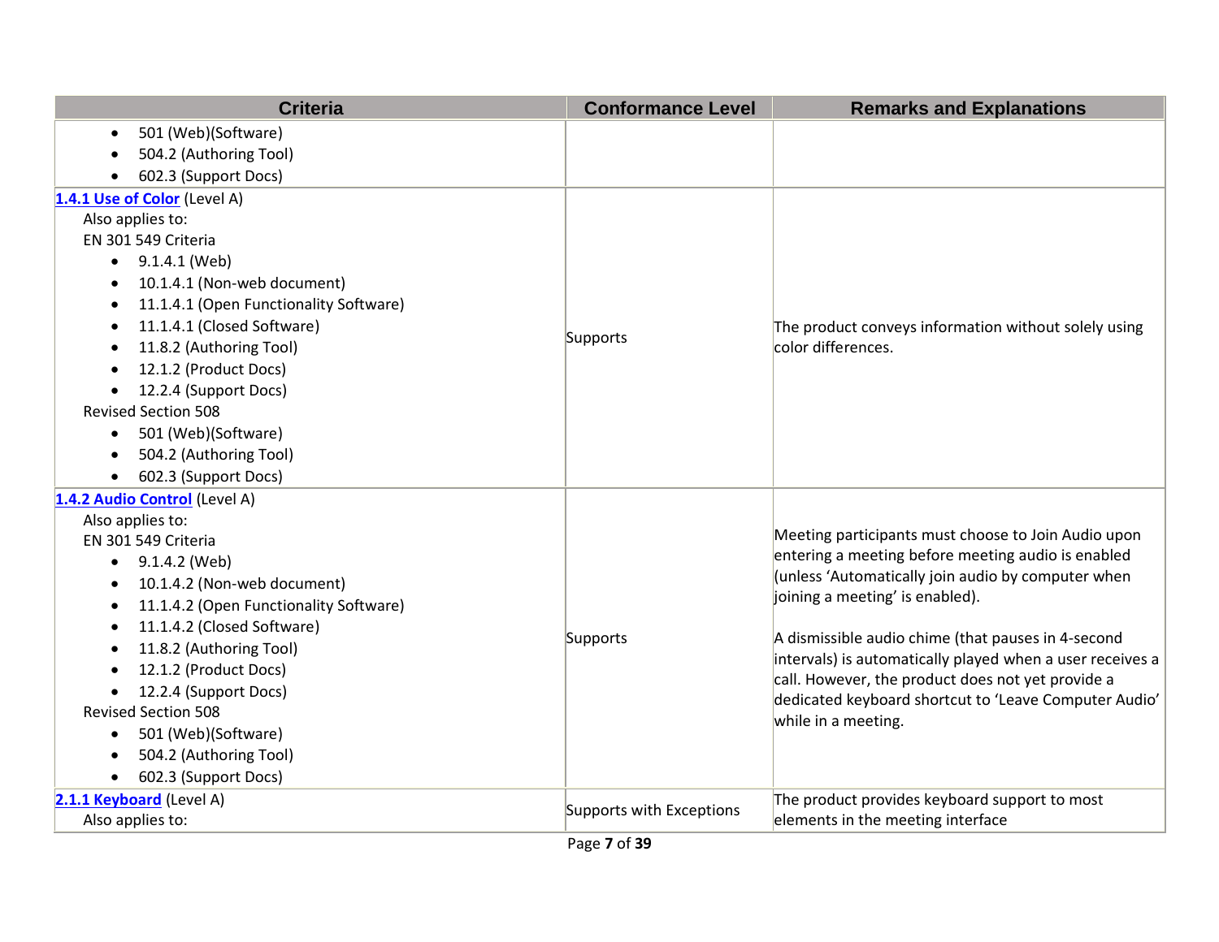| Criteria | Conformance Level | Remarks and Explanations |
|---|---|---|
| • 501 (Web)(Software)<br>• 504.2 (Authoring Tool)<br>• 602.3 (Support Docs) | | |
| **[1.4.1 Use of Color]** (Level A)<br>Also applies to:<br>EN 301 549 Criteria<br>• 9.1.4.1 (Web)<br>• 10.1.4.1 (Non-web document)<br>• 11.1.4.1 (Open Functionality Software)<br>• 11.1.4.1 (Closed Software)<br>• 11.8.2 (Authoring Tool)<br>• 12.1.2 (Product Docs)<br>• 12.2.4 (Support Docs)<br>Revised Section 508<br>• 501 (Web)(Software)<br>• 504.2 (Authoring Tool)<br>• 602.3 (Support Docs) | Supports | The product conveys information without solely using color differences. |
| **[1.4.2 Audio Control]** (Level A)<br>Also applies to:<br>EN 301 549 Criteria<br>• 9.1.4.2 (Web)<br>• 10.1.4.2 (Non-web document)<br>• 11.1.4.2 (Open Functionality Software)<br>• 11.1.4.2 (Closed Software)<br>• 11.8.2 (Authoring Tool)<br>• 12.1.2 (Product Docs)<br>• 12.2.4 (Support Docs)<br>Revised Section 508<br>• 501 (Web)(Software)<br>• 504.2 (Authoring Tool)<br>• 602.3 (Support Docs) | Supports | Meeting participants must choose to Join Audio upon entering a meeting before meeting audio is enabled (unless 'Automatically join audio by computer when joining a meeting' is enabled).<br><br>A dismissible audio chime (that pauses in 4-second intervals) is automatically played when a user receives a call. However, the product does not yet provide a dedicated keyboard shortcut to 'Leave Computer Audio' while in a meeting. |
| **[2.1.1 Keyboard]** (Level A)<br>Also applies to: | Supports with Exceptions | The product provides keyboard support to most elements in the meeting interface |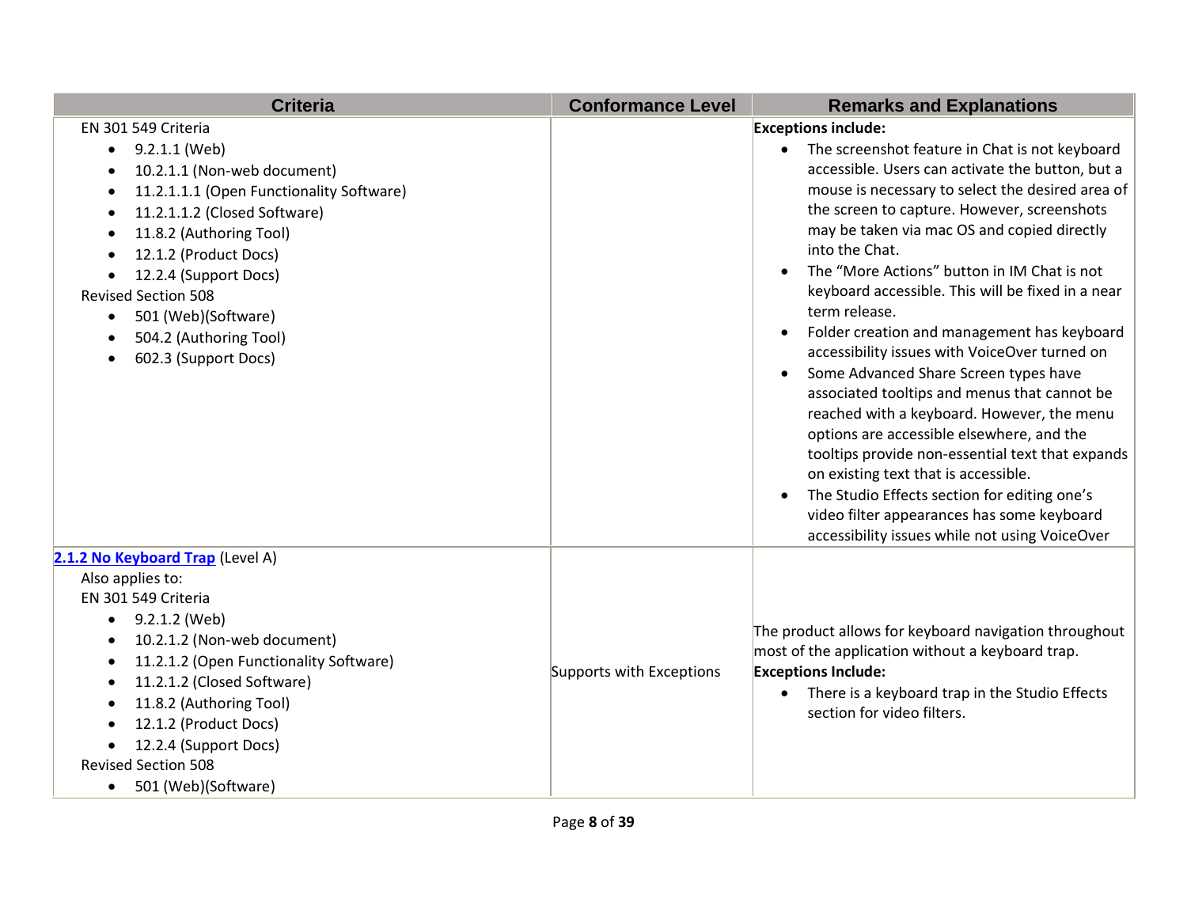| Criteria | Conformance Level | Remarks and Explanations |
| --- | --- | --- |
| EN 301 549 Criteria<br>• 9.2.1.1 (Web)<br>• 10.2.1.1 (Non-web document)<br>• 11.2.1.1.1 (Open Functionality Software)<br>• 11.2.1.1.2 (Closed Software)<br>• 11.8.2 (Authoring Tool)<br>• 12.1.2 (Product Docs)<br>• 12.2.4 (Support Docs)<br>Revised Section 508<br>• 501 (Web)(Software)<br>• 504.2 (Authoring Tool)<br>• 602.3 (Support Docs) | | **Exceptions include:**<br>• The screenshot feature in Chat is not keyboard accessible. Users can activate the button, but a mouse is necessary to select the desired area of the screen to capture. However, screenshots may be taken via mac OS and copied directly into the Chat.<br>• The "More Actions" button in IM Chat is not keyboard accessible. This will be fixed in a near term release.<br>• Folder creation and management has keyboard accessibility issues with VoiceOver turned on<br>• Some Advanced Share Screen types have associated tooltips and menus that cannot be reached with a keyboard. However, the menu options are accessible elsewhere, and the tooltips provide non-essential text that expands on existing text that is accessible.<br>• The Studio Effects section for editing one's video filter appearances has some keyboard accessibility issues while not using VoiceOver |
| **2.1.2 No Keyboard Trap** (Level A)<br>Also applies to:<br>EN 301 549 Criteria<br>• 9.2.1.2 (Web)<br>• 10.2.1.2 (Non-web document)<br>• 11.2.1.2 (Open Functionality Software)<br>• 11.2.1.2 (Closed Software)<br>• 11.8.2 (Authoring Tool)<br>• 12.1.2 (Product Docs)<br>• 12.2.4 (Support Docs)<br>Revised Section 508<br>• 501 (Web)(Software) | Supports with Exceptions | The product allows for keyboard navigation throughout most of the application without a keyboard trap.<br>**Exceptions Include:**<br>• There is a keyboard trap in the Studio Effects section for video filters. |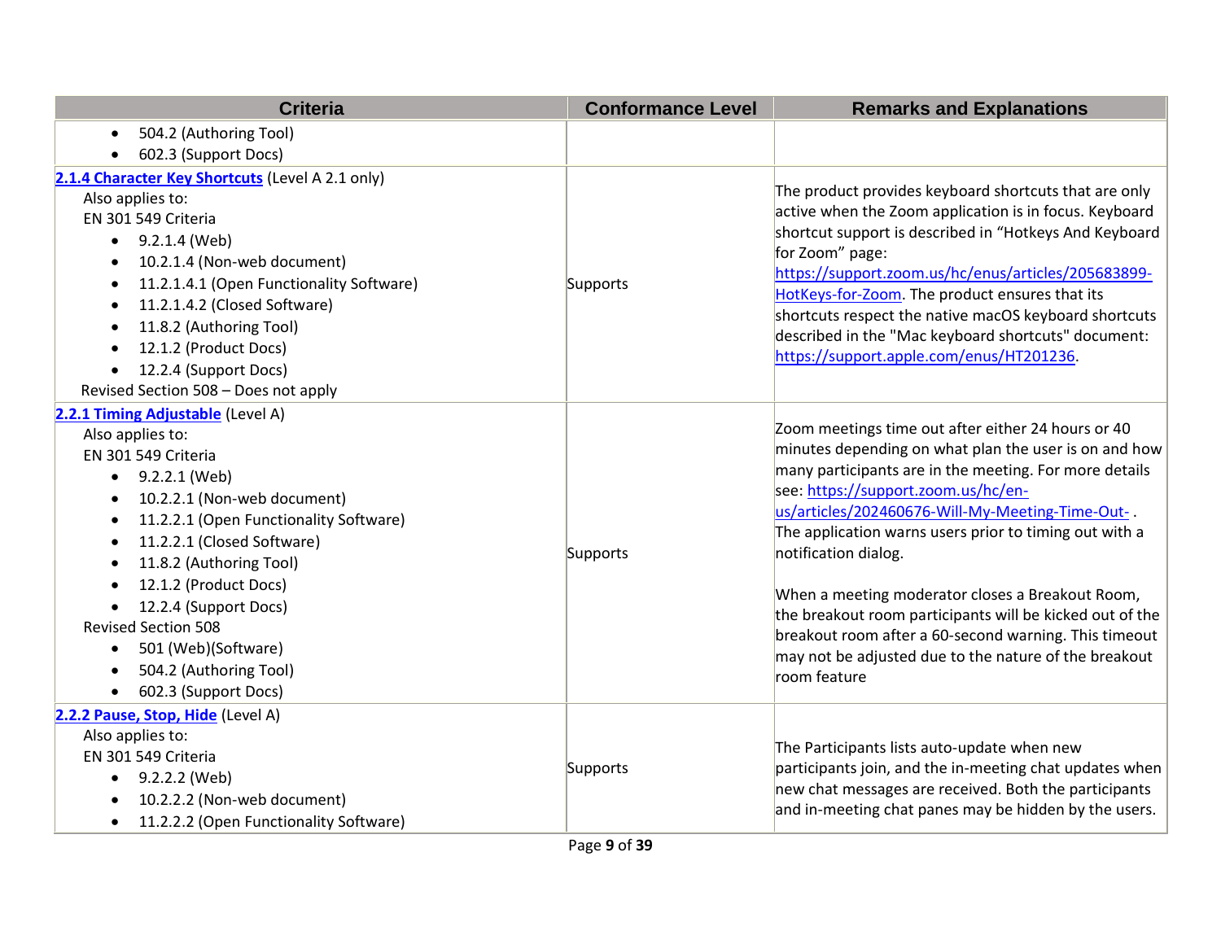| Criteria | Conformance Level | Remarks and Explanations |
|---|---|---|
| • 504.2 (Authoring Tool)<br>• 602.3 (Support Docs) | | |
| [2.1.4 Character Key Shortcuts](#) (Level A 2.1 only)<br>Also applies to:<br>EN 301 549 Criteria<br>• 9.2.1.4 (Web)<br>• 10.2.1.4 (Non-web document)<br>• 11.2.1.4.1 (Open Functionality Software)<br>• 11.2.1.4.2 (Closed Software)<br>• 11.8.2 (Authoring Tool)<br>• 12.1.2 (Product Docs)<br>• 12.2.4 (Support Docs)<br>Revised Section 508 – Does not apply | Supports | The product provides keyboard shortcuts that are only active when the Zoom application is in focus. Keyboard shortcut support is described in “Hotkeys And Keyboard for Zoom” page: https://support.zoom.us/hc/enus/articles/205683899-HotKeys-for-Zoom. The product ensures that its shortcuts respect the native macOS keyboard shortcuts described in the "Mac keyboard shortcuts" document: https://support.apple.com/enus/HT201236. |
| [2.2.1 Timing Adjustable](#) (Level A)<br>Also applies to:<br>EN 301 549 Criteria<br>• 9.2.2.1 (Web)<br>• 10.2.2.1 (Non-web document)<br>• 11.2.2.1 (Open Functionality Software)<br>• 11.2.2.1 (Closed Software)<br>• 11.8.2 (Authoring Tool)<br>• 12.1.2 (Product Docs)<br>• 12.2.4 (Support Docs)<br>Revised Section 508<br>• 501 (Web)(Software)<br>• 504.2 (Authoring Tool)<br>• 602.3 (Support Docs) | Supports | Zoom meetings time out after either 24 hours or 40 minutes depending on what plan the user is on and how many participants are in the meeting. For more details see: https://support.zoom.us/hc/en-us/articles/202460676-Will-My-Meeting-Time-Out- . The application warns users prior to timing out with a notification dialog.<br><br>When a meeting moderator closes a Breakout Room, the breakout room participants will be kicked out of the breakout room after a 60-second warning. This timeout may not be adjusted due to the nature of the breakout room feature |
| [2.2.2 Pause, Stop, Hide](#) (Level A)<br>Also applies to:<br>EN 301 549 Criteria<br>• 9.2.2.2 (Web)<br>• 10.2.2.2 (Non-web document)<br>• 11.2.2.2 (Open Functionality Software) | Supports | The Participants lists auto-update when new participants join, and the in-meeting chat updates when new chat messages are received. Both the participants and in-meeting chat panes may be hidden by the users. |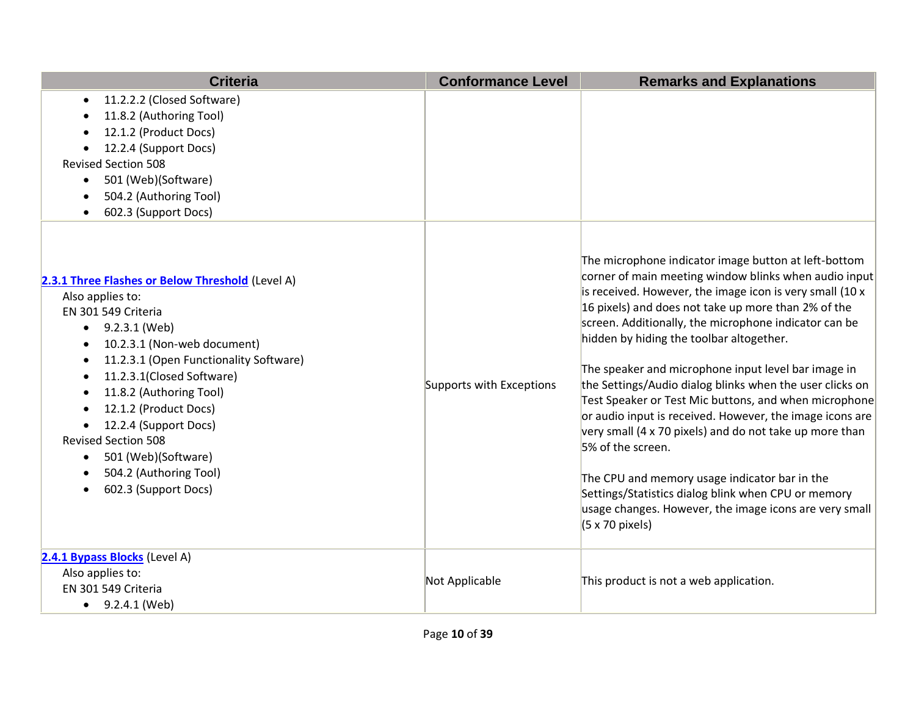| Criteria | Conformance Level | Remarks and Explanations |
| --- | --- | --- |
| • 11.2.2.2 (Closed Software)<br>• 11.8.2 (Authoring Tool)<br>• 12.1.2 (Product Docs)<br>• 12.2.4 (Support Docs)<br>Revised Section 508<br>• 501 (Web)(Software)<br>• 504.2 (Authoring Tool)<br>• 602.3 (Support Docs) | | |
| **2.3.1 Three Flashes or Below Threshold** (Level A)<br>Also applies to:<br>EN 301 549 Criteria<br>• 9.2.3.1 (Web)<br>• 10.2.3.1 (Non-web document)<br>• 11.2.3.1 (Open Functionality Software)<br>• 11.2.3.1(Closed Software)<br>• 11.8.2 (Authoring Tool)<br>• 12.1.2 (Product Docs)<br>• 12.2.4 (Support Docs)<br>Revised Section 508<br>• 501 (Web)(Software)<br>• 504.2 (Authoring Tool)<br>• 602.3 (Support Docs) | Supports with Exceptions | The microphone indicator image button at left-bottom corner of main meeting window blinks when audio input is received. However, the image icon is very small (10 x 16 pixels) and does not take up more than 2% of the screen. Additionally, the microphone indicator can be hidden by hiding the toolbar altogether.<br><br>The speaker and microphone input level bar image in the Settings/Audio dialog blinks when the user clicks on Test Speaker or Test Mic buttons, and when microphone or audio input is received. However, the image icons are very small (4 x 70 pixels) and do not take up more than 5% of the screen.<br><br>The CPU and memory usage indicator bar in the Settings/Statistics dialog blink when CPU or memory usage changes. However, the image icons are very small (5 x 70 pixels) |
| **2.4.1 Bypass Blocks** (Level A)<br>Also applies to:<br>EN 301 549 Criteria<br>• 9.2.4.1 (Web) | Not Applicable | This product is not a web application. |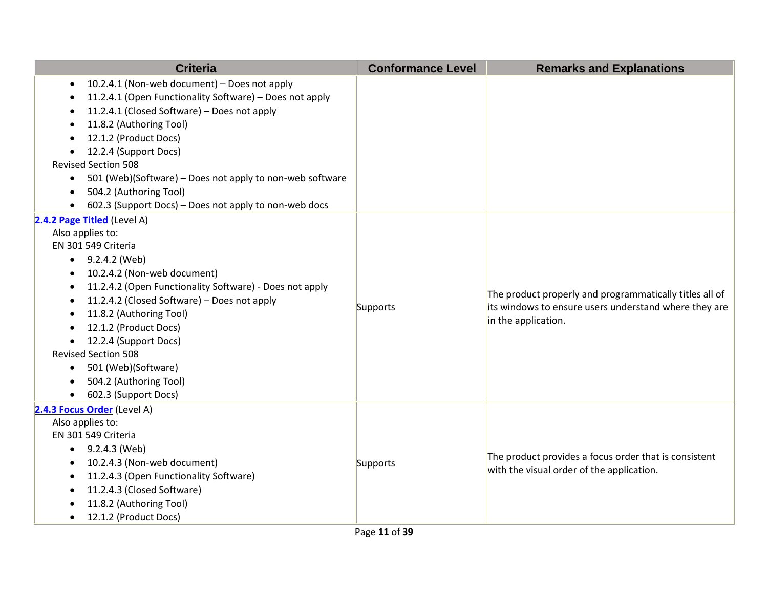| Criteria | Conformance Level | Remarks and Explanations |
|---|---|---|
| • 10.2.4.1 (Non-web document) – Does not apply<br>• 11.2.4.1 (Open Functionality Software) – Does not apply<br>• 11.2.4.1 (Closed Software) – Does not apply<br>• 11.8.2 (Authoring Tool)<br>• 12.1.2 (Product Docs)<br>• 12.2.4 (Support Docs)<br>Revised Section 508<br>• 501 (Web)(Software) – Does not apply to non-web software<br>• 504.2 (Authoring Tool)<br>• 602.3 (Support Docs) – Does not apply to non-web docs | | |
| **2.4.2 Page Titled** (Level A)<br>Also applies to:<br>EN 301 549 Criteria<br>• 9.2.4.2 (Web)<br>• 10.2.4.2 (Non-web document)<br>• 11.2.4.2 (Open Functionality Software) - Does not apply<br>• 11.2.4.2 (Closed Software) – Does not apply<br>• 11.8.2 (Authoring Tool)<br>• 12.1.2 (Product Docs)<br>• 12.2.4 (Support Docs)<br>Revised Section 508<br>• 501 (Web)(Software)<br>• 504.2 (Authoring Tool)<br>• 602.3 (Support Docs) | Supports | The product properly and programmatically titles all of its windows to ensure users understand where they are in the application. |
| **2.4.3 Focus Order** (Level A)<br>Also applies to:<br>EN 301 549 Criteria<br>• 9.2.4.3 (Web)<br>• 10.2.4.3 (Non-web document)<br>• 11.2.4.3 (Open Functionality Software)<br>• 11.2.4.3 (Closed Software)<br>• 11.8.2 (Authoring Tool)<br>• 12.1.2 (Product Docs) | Supports | The product provides a focus order that is consistent with the visual order of the application. |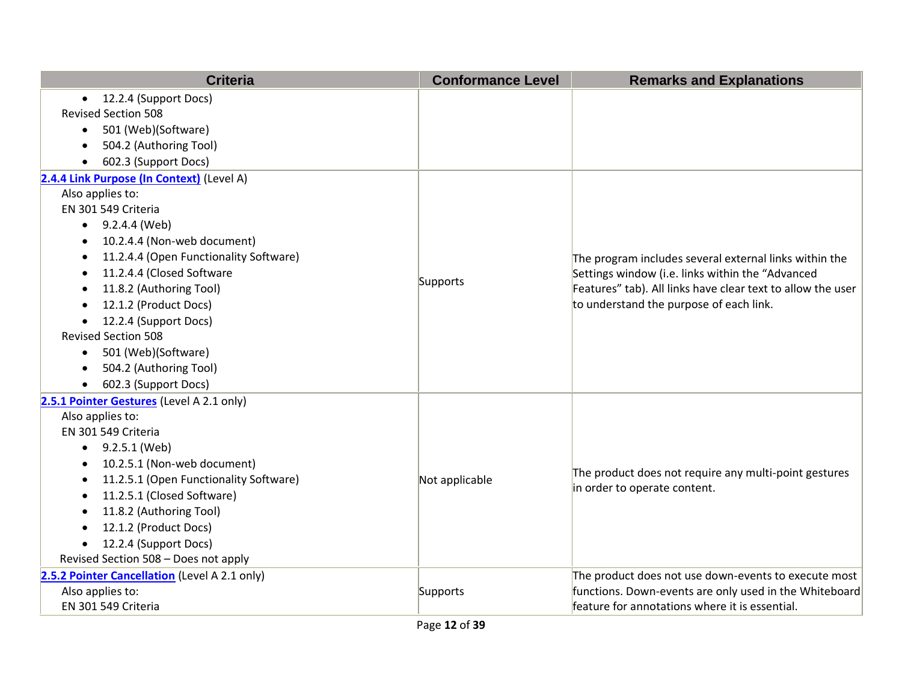| Criteria | Conformance Level | Remarks and Explanations |
|---|---|---|
| • 12.2.4 (Support Docs)<br>Revised Section 508<br>• 501 (Web)(Software)<br>• 504.2 (Authoring Tool)<br>• 602.3 (Support Docs) | | |
| **2.4.4 Link Purpose (In Context)** (Level A)<br>Also applies to:<br>EN 301 549 Criteria<br>• 9.2.4.4 (Web)<br>• 10.2.4.4 (Non-web document)<br>• 11.2.4.4 (Open Functionality Software)<br>• 11.2.4.4 (Closed Software<br>• 11.8.2 (Authoring Tool)<br>• 12.1.2 (Product Docs)<br>• 12.2.4 (Support Docs)<br>Revised Section 508<br>• 501 (Web)(Software)<br>• 504.2 (Authoring Tool)<br>• 602.3 (Support Docs) | Supports | The program includes several external links within the Settings window (i.e. links within the “Advanced Features” tab). All links have clear text to allow the user to understand the purpose of each link. |
| **2.5.1 Pointer Gestures** (Level A 2.1 only)<br>Also applies to:<br>EN 301 549 Criteria<br>• 9.2.5.1 (Web)<br>• 10.2.5.1 (Non-web document)<br>• 11.2.5.1 (Open Functionality Software)<br>• 11.2.5.1 (Closed Software)<br>• 11.8.2 (Authoring Tool)<br>• 12.1.2 (Product Docs)<br>• 12.2.4 (Support Docs)<br>Revised Section 508 – Does not apply | Not applicable | The product does not require any multi-point gestures in order to operate content. |
| **2.5.2 Pointer Cancellation** (Level A 2.1 only)<br>Also applies to:<br>EN 301 549 Criteria | Supports | The product does not use down-events to execute most functions. Down-events are only used in the Whiteboard feature for annotations where it is essential. |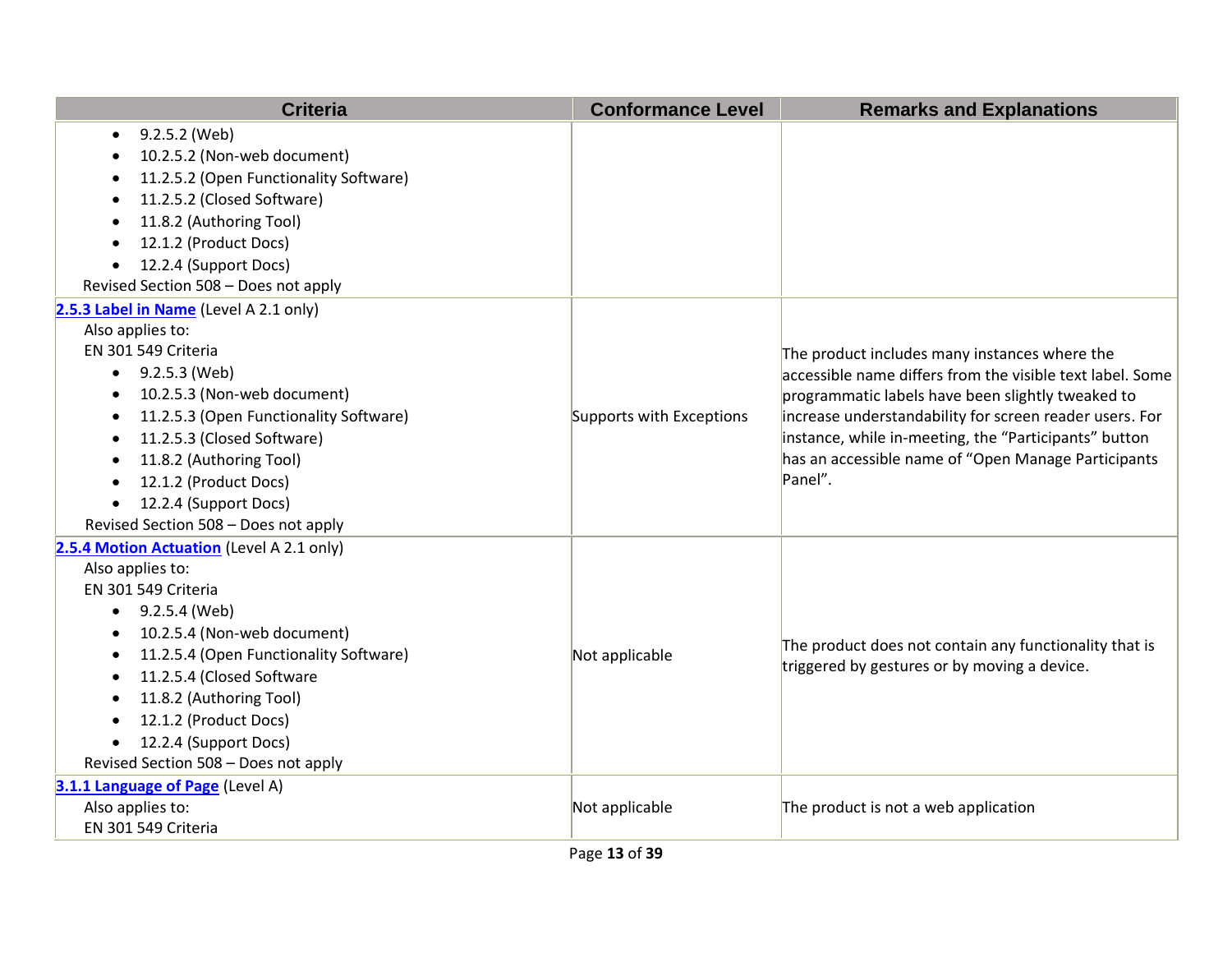| Criteria | Conformance Level | Remarks and Explanations |
|---|---|---|
| • 9.2.5.2 (Web)<br>• 10.2.5.2 (Non-web document)<br>• 11.2.5.2 (Open Functionality Software)<br>• 11.2.5.2 (Closed Software)<br>• 11.8.2 (Authoring Tool)<br>• 12.1.2 (Product Docs)<br>• 12.2.4 (Support Docs)<br>Revised Section 508 – Does not apply | | |
| **2.5.3 Label in Name** (Level A 2.1 only)<br>Also applies to:<br>EN 301 549 Criteria<br>• 9.2.5.3 (Web)<br>• 10.2.5.3 (Non-web document)<br>• 11.2.5.3 (Open Functionality Software)<br>• 11.2.5.3 (Closed Software)<br>• 11.8.2 (Authoring Tool)<br>• 12.1.2 (Product Docs)<br>• 12.2.4 (Support Docs)<br>Revised Section 508 – Does not apply | Supports with Exceptions | The product includes many instances where the accessible name differs from the visible text label. Some programmatic labels have been slightly tweaked to increase understandability for screen reader users. For instance, while in-meeting, the “Participants” button has an accessible name of “Open Manage Participants Panel”. |
| **2.5.4 Motion Actuation** (Level A 2.1 only)<br>Also applies to:<br>EN 301 549 Criteria<br>• 9.2.5.4 (Web)<br>• 10.2.5.4 (Non-web document)<br>• 11.2.5.4 (Open Functionality Software)<br>• 11.2.5.4 (Closed Software<br>• 11.8.2 (Authoring Tool)<br>• 12.1.2 (Product Docs)<br>• 12.2.4 (Support Docs)<br>Revised Section 508 – Does not apply | Not applicable | The product does not contain any functionality that is triggered by gestures or by moving a device. |
| **3.1.1 Language of Page** (Level A)<br>Also applies to:<br>EN 301 549 Criteria | Not applicable | The product is not a web application |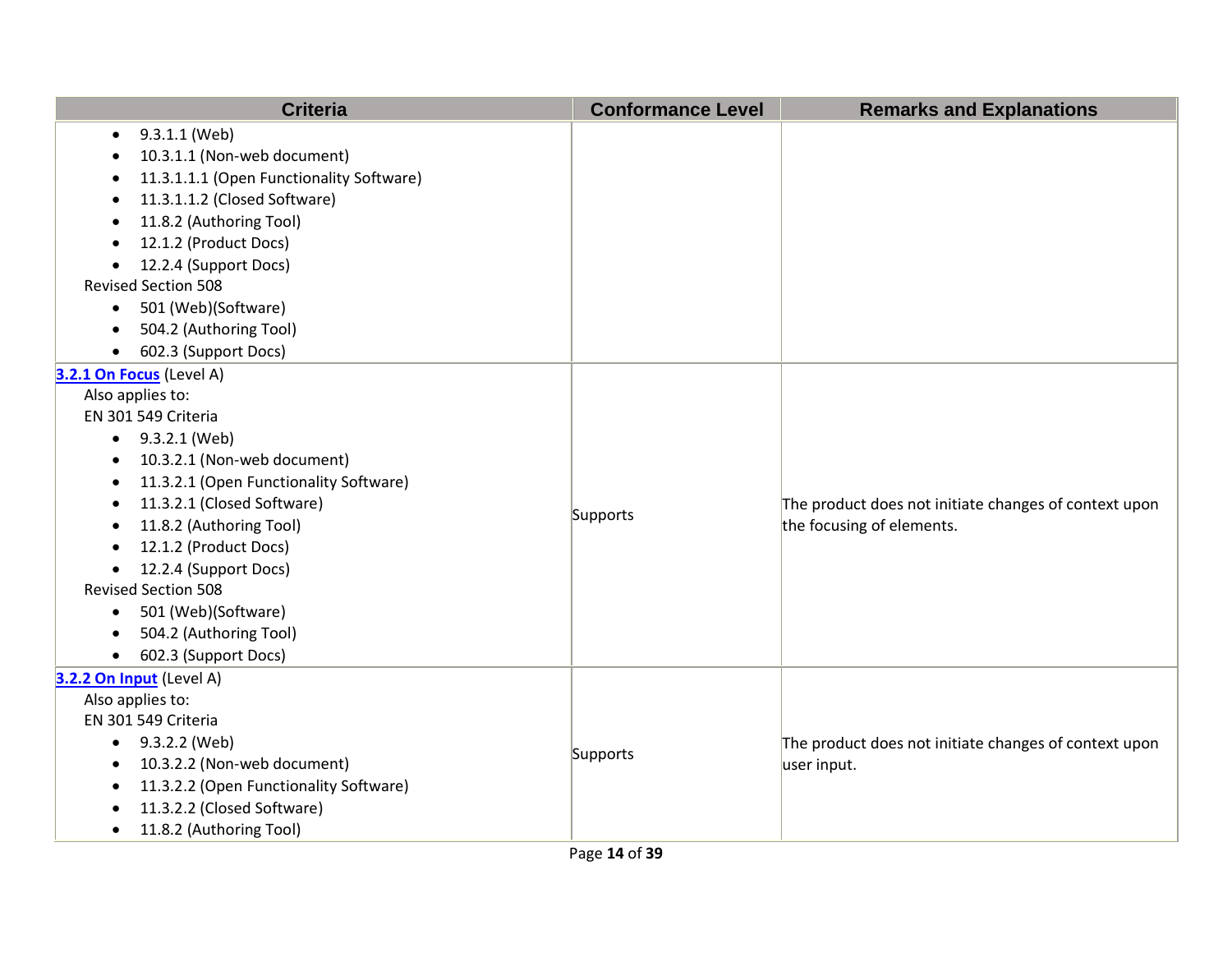| Criteria | Conformance Level | Remarks and Explanations |
|---|---|---|
| <ul><li>9.3.1.1 (Web)</li><li>10.3.1.1 (Non-web document)</li><li>11.3.1.1.1 (Open Functionality Software)</li><li>11.3.1.1.2 (Closed Software)</li><li>11.8.2 (Authoring Tool)</li><li>12.1.2 (Product Docs)</li><li>12.2.4 (Support Docs)</li></ul>Revised Section 508<ul><li>501 (Web)(Software)</li><li>504.2 (Authoring Tool)</li><li>602.3 (Support Docs)</li></ul> | | |
| **[3.2.1 On Focus]()** (Level A)<br>Also applies to:<br>EN 301 549 Criteria<ul><li>9.3.2.1 (Web)</li><li>10.3.2.1 (Non-web document)</li><li>11.3.2.1 (Open Functionality Software)</li><li>11.3.2.1 (Closed Software)</li><li>11.8.2 (Authoring Tool)</li><li>12.1.2 (Product Docs)</li><li>12.2.4 (Support Docs)</li></ul>Revised Section 508<ul><li>501 (Web)(Software)</li><li>504.2 (Authoring Tool)</li><li>602.3 (Support Docs)</li></ul> | Supports | The product does not initiate changes of context upon the focusing of elements. |
| **[3.2.2 On Input]()** (Level A)<br>Also applies to:<br>EN 301 549 Criteria<ul><li>9.3.2.2 (Web)</li><li>10.3.2.2 (Non-web document)</li><li>11.3.2.2 (Open Functionality Software)</li><li>11.3.2.2 (Closed Software)</li><li>11.8.2 (Authoring Tool)</li></ul> | Supports | The product does not initiate changes of context upon user input. |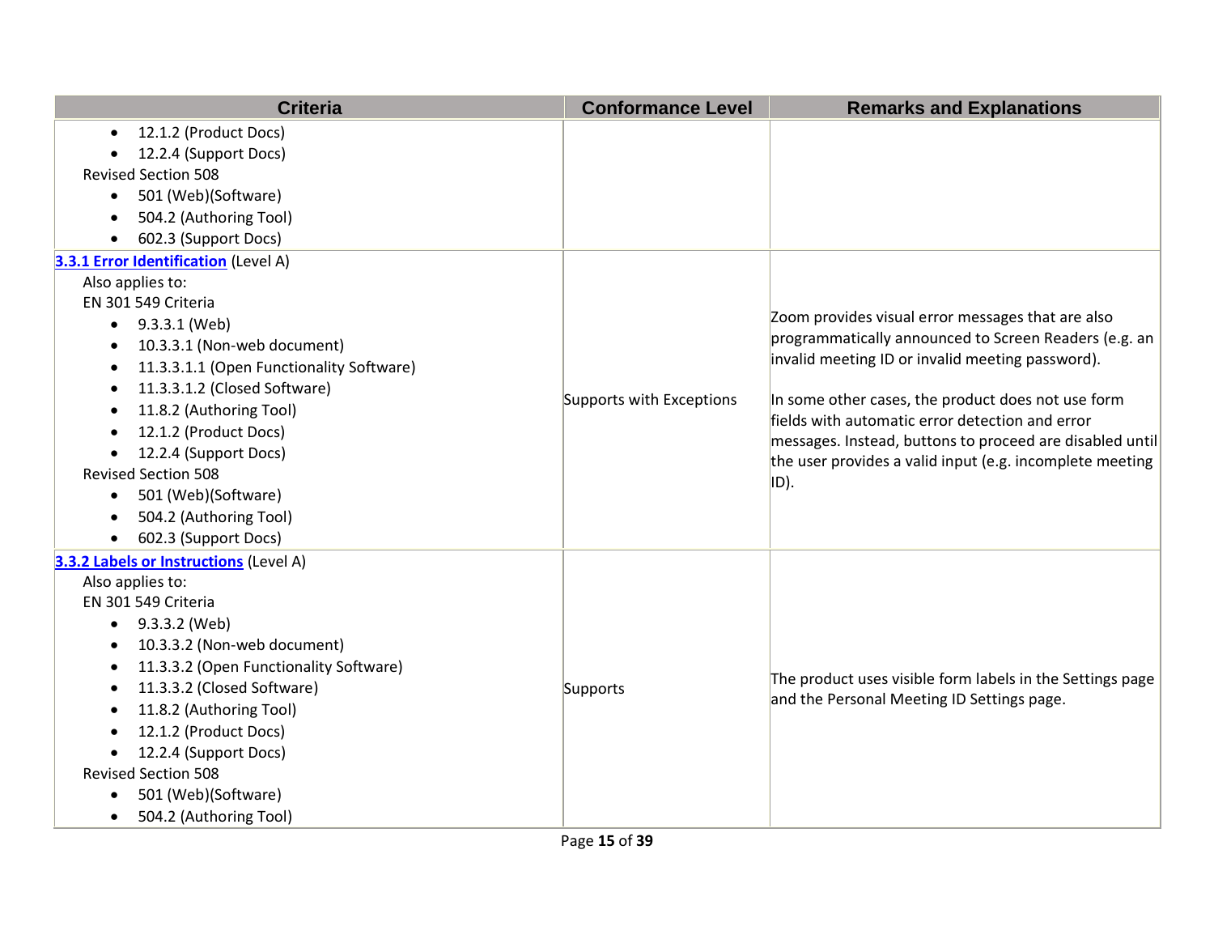| Criteria | Conformance Level | Remarks and Explanations |
|---|---|---|
| <ul><li>12.1.2 (Product Docs)</li><li>12.2.4 (Support Docs)</li></ul>Revised Section 508<ul><li>501 (Web)(Software)</li><li>504.2 (Authoring Tool)</li><li>602.3 (Support Docs)</li></ul> | | |
| **[3.3.1 Error Identification](#)** (Level A)<br>Also applies to:<br>EN 301 549 Criteria<ul><li>9.3.3.1 (Web)</li><li>10.3.3.1 (Non-web document)</li><li>11.3.3.1.1 (Open Functionality Software)</li><li>11.3.3.1.2 (Closed Software)</li><li>11.8.2 (Authoring Tool)</li><li>12.1.2 (Product Docs)</li><li>12.2.4 (Support Docs)</li></ul>Revised Section 508<ul><li>501 (Web)(Software)</li><li>504.2 (Authoring Tool)</li><li>602.3 (Support Docs)</li></ul> | Supports with Exceptions | Zoom provides visual error messages that are also programmatically announced to Screen Readers (e.g. an invalid meeting ID or invalid meeting password).<br><br>In some other cases, the product does not use form fields with automatic error detection and error messages. Instead, buttons to proceed are disabled until the user provides a valid input (e.g. incomplete meeting ID). |
| **[3.3.2 Labels or Instructions](#)** (Level A)<br>Also applies to:<br>EN 301 549 Criteria<ul><li>9.3.3.2 (Web)</li><li>10.3.3.2 (Non-web document)</li><li>11.3.3.2 (Open Functionality Software)</li><li>11.3.3.2 (Closed Software)</li><li>11.8.2 (Authoring Tool)</li><li>12.1.2 (Product Docs)</li><li>12.2.4 (Support Docs)</li></ul>Revised Section 508<ul><li>501 (Web)(Software)</li><li>504.2 (Authoring Tool)</li></ul> | Supports | The product uses visible form labels in the Settings page and the Personal Meeting ID Settings page. |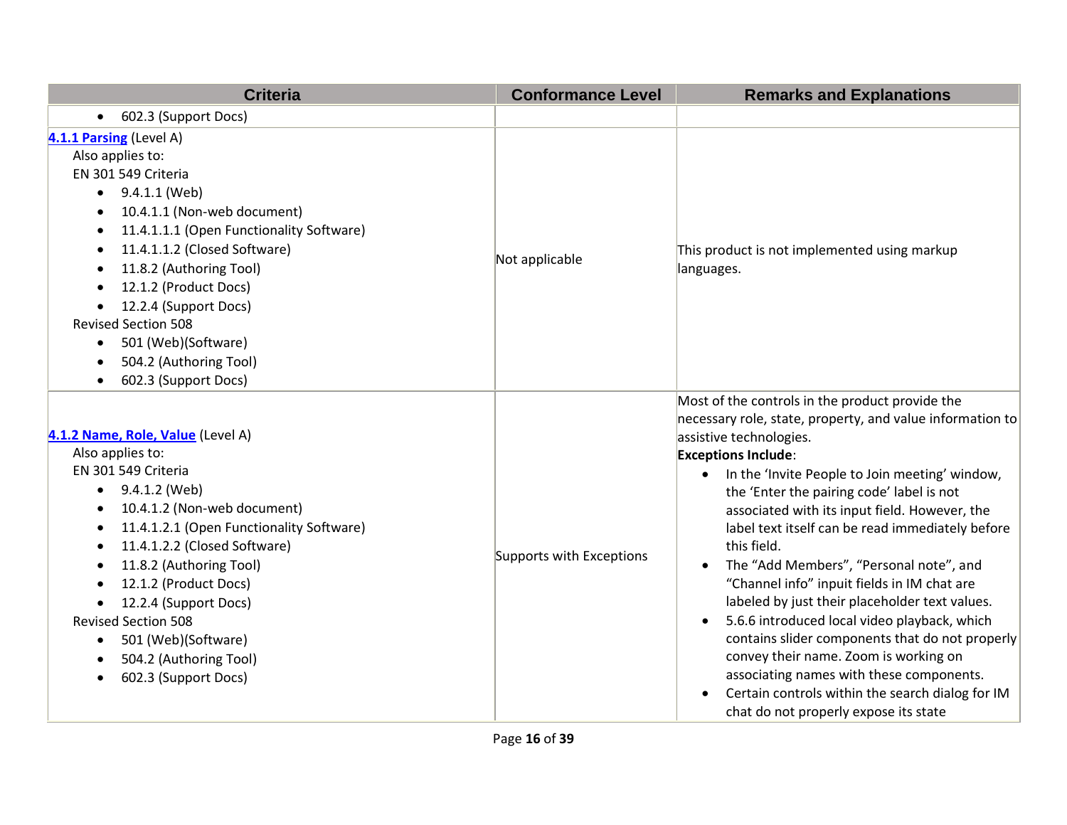| Criteria | Conformance Level | Remarks and Explanations |
|---|---|---|
| • 602.3 (Support Docs) | | |
| **4.1.1 Parsing** (Level A)<br>Also applies to:<br>EN 301 549 Criteria<br>• 9.4.1.1 (Web)<br>• 10.4.1.1 (Non-web document)<br>• 11.4.1.1.1 (Open Functionality Software)<br>• 11.4.1.1.2 (Closed Software)<br>• 11.8.2 (Authoring Tool)<br>• 12.1.2 (Product Docs)<br>• 12.2.4 (Support Docs)<br>Revised Section 508<br>• 501 (Web)(Software)<br>• 504.2 (Authoring Tool)<br>• 602.3 (Support Docs) | Not applicable | This product is not implemented using markup languages. |
| **4.1.2 Name, Role, Value** (Level A)<br>Also applies to:<br>EN 301 549 Criteria<br>• 9.4.1.2 (Web)<br>• 10.4.1.2 (Non-web document)<br>• 11.4.1.2.1 (Open Functionality Software)<br>• 11.4.1.2.2 (Closed Software)<br>• 11.8.2 (Authoring Tool)<br>• 12.1.2 (Product Docs)<br>• 12.2.4 (Support Docs)<br>Revised Section 508<br>• 501 (Web)(Software)<br>• 504.2 (Authoring Tool)<br>• 602.3 (Support Docs) | Supports with Exceptions | Most of the controls in the product provide the necessary role, state, property, and value information to assistive technologies.<br>**Exceptions Include**:<br>• In the 'Invite People to Join meeting' window, the 'Enter the pairing code' label is not associated with its input field. However, the label text itself can be read immediately before this field.<br>• The "Add Members", "Personal note", and "Channel info" inpuit fields in IM chat are labeled by just their placeholder text values.<br>• 5.6.6 introduced local video playback, which contains slider components that do not properly convey their name. Zoom is working on associating names with these components.<br>• Certain controls within the search dialog for IM chat do not properly expose its state |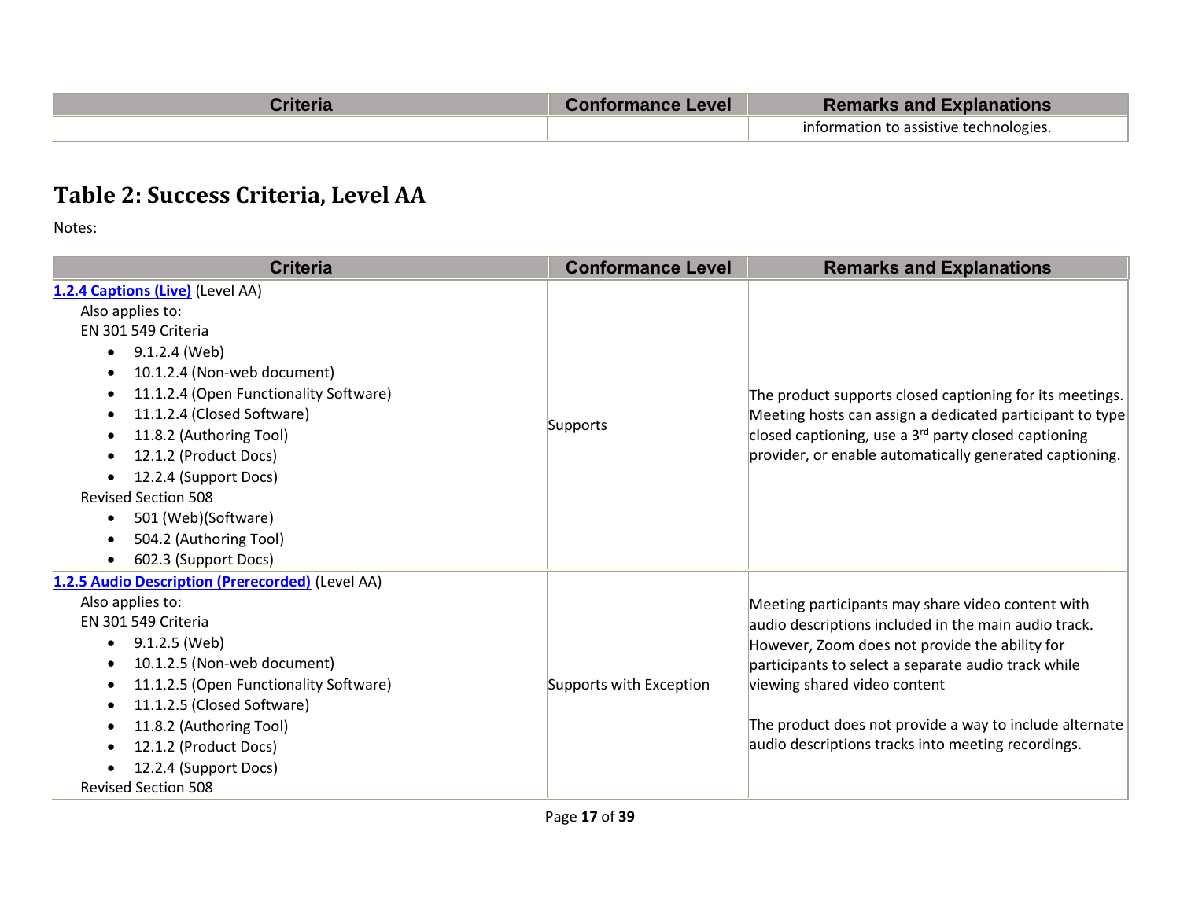| Criteria | Conformance Level | Remarks and Explanations |
|---|---|---|
| | | information to assistive technologies. |

## Table 2: Success Criteria, Level AA

Notes:

| Criteria | Conformance Level | Remarks and Explanations |
|---|---|---|
| **1.2.4 Captions (Live)** (Level AA)<br>Also applies to:<br>EN 301 549 Criteria<br>• 9.1.2.4 (Web)<br>• 10.1.2.4 (Non-web document)<br>• 11.1.2.4 (Open Functionality Software)<br>• 11.1.2.4 (Closed Software)<br>• 11.8.2 (Authoring Tool)<br>• 12.1.2 (Product Docs)<br>• 12.2.4 (Support Docs)<br>Revised Section 508<br>• 501 (Web)(Software)<br>• 504.2 (Authoring Tool)<br>• 602.3 (Support Docs) | Supports | The product supports closed captioning for its meetings. Meeting hosts can assign a dedicated participant to type closed captioning, use a 3rd party closed captioning provider, or enable automatically generated captioning. |
| **1.2.5 Audio Description (Prerecorded)** (Level AA)<br>Also applies to:<br>EN 301 549 Criteria<br>• 9.1.2.5 (Web)<br>• 10.1.2.5 (Non-web document)<br>• 11.1.2.5 (Open Functionality Software)<br>• 11.1.2.5 (Closed Software)<br>• 11.8.2 (Authoring Tool)<br>• 12.1.2 (Product Docs)<br>• 12.2.4 (Support Docs)<br>Revised Section 508 | Supports with Exception | Meeting participants may share video content with audio descriptions included in the main audio track. However, Zoom does not provide the ability for participants to select a separate audio track while viewing shared video content<br><br>The product does not provide a way to include alternate audio descriptions tracks into meeting recordings. |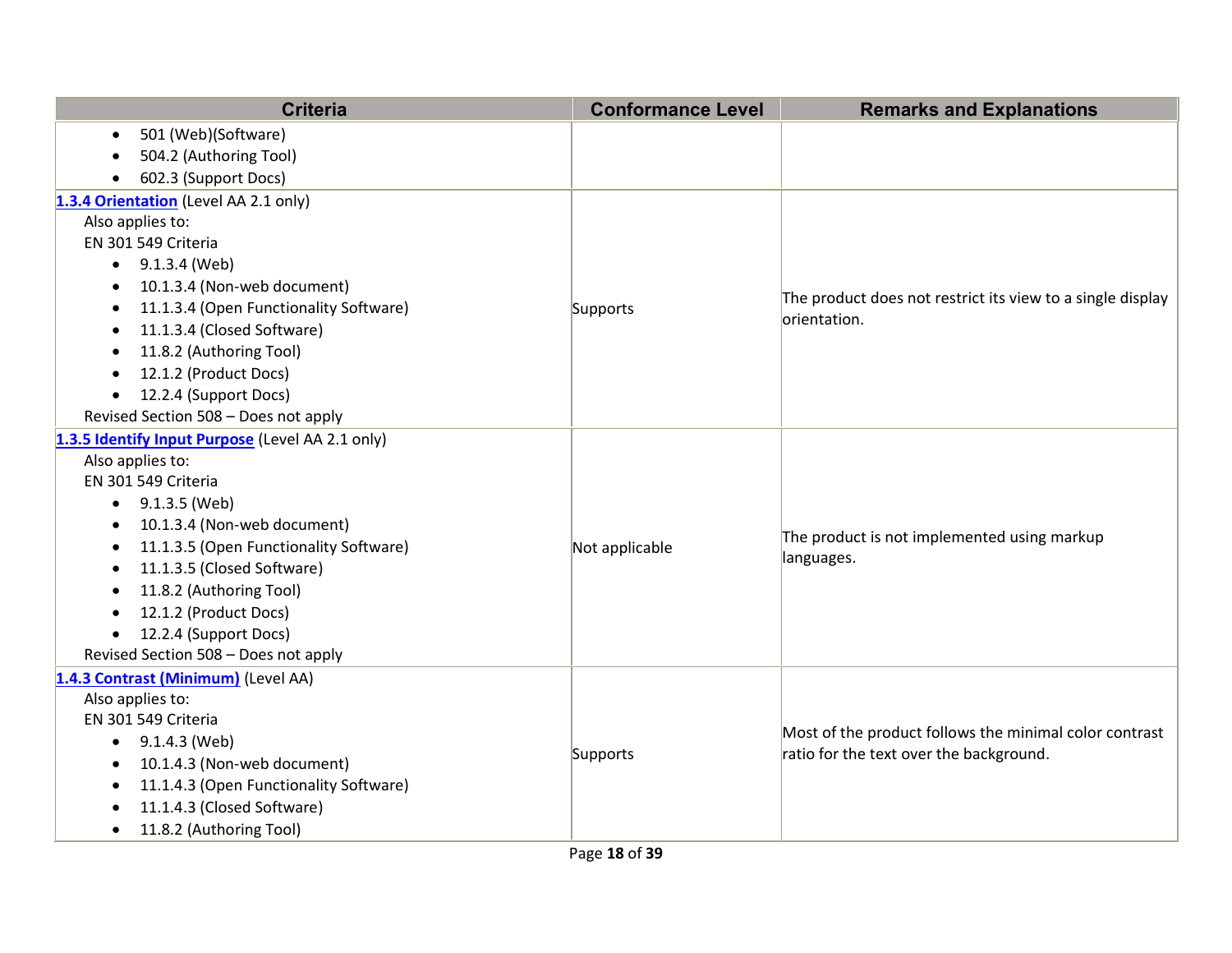| Criteria | Conformance Level | Remarks and Explanations |
|---|---|---|
| • 501 (Web)(Software)<br>• 504.2 (Authoring Tool)<br>• 602.3 (Support Docs) | | |
| **[1.3.4 Orientation]** (Level AA 2.1 only)<br>Also applies to:<br>EN 301 549 Criteria<br>• 9.1.3.4 (Web)<br>• 10.1.3.4 (Non-web document)<br>• 11.1.3.4 (Open Functionality Software)<br>• 11.1.3.4 (Closed Software)<br>• 11.8.2 (Authoring Tool)<br>• 12.1.2 (Product Docs)<br>• 12.2.4 (Support Docs)<br>Revised Section 508 – Does not apply | Supports | The product does not restrict its view to a single display orientation. |
| **[1.3.5 Identify Input Purpose]** (Level AA 2.1 only)<br>Also applies to:<br>EN 301 549 Criteria<br>• 9.1.3.5 (Web)<br>• 10.1.3.4 (Non-web document)<br>• 11.1.3.5 (Open Functionality Software)<br>• 11.1.3.5 (Closed Software)<br>• 11.8.2 (Authoring Tool)<br>• 12.1.2 (Product Docs)<br>• 12.2.4 (Support Docs)<br>Revised Section 508 – Does not apply | Not applicable | The product is not implemented using markup languages. |
| **[1.4.3 Contrast (Minimum)]** (Level AA)<br>Also applies to:<br>EN 301 549 Criteria<br>• 9.1.4.3 (Web)<br>• 10.1.4.3 (Non-web document)<br>• 11.1.4.3 (Open Functionality Software)<br>• 11.1.4.3 (Closed Software)<br>• 11.8.2 (Authoring Tool) | Supports | Most of the product follows the minimal color contrast ratio for the text over the background. |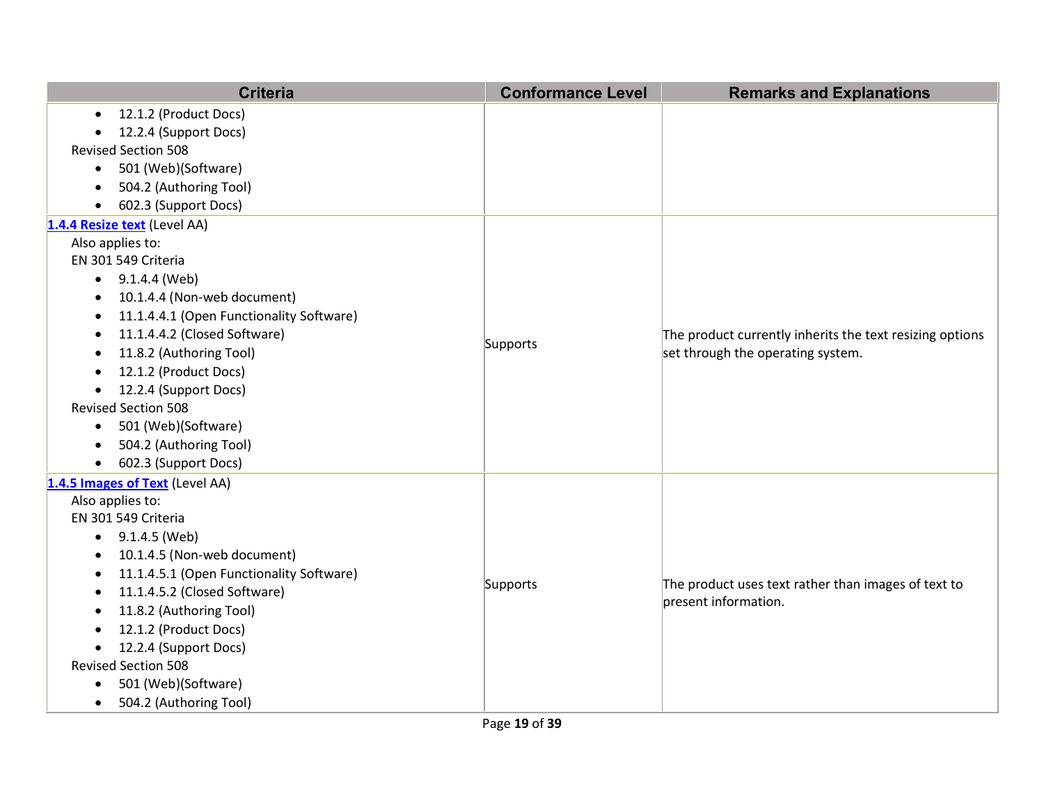| Criteria | Conformance Level | Remarks and Explanations |
|---|---|---|
| <ul><li>12.1.2 (Product Docs)</li><li>12.2.4 (Support Docs)</li></ul>Revised Section 508<ul><li>501 (Web)(Software)</li><li>504.2 (Authoring Tool)</li><li>602.3 (Support Docs)</li></ul> | | |
| **1.4.4 Resize text** (Level AA)<br>Also applies to:<br>EN 301 549 Criteria<ul><li>9.1.4.4 (Web)</li><li>10.1.4.4 (Non-web document)</li><li>11.1.4.4.1 (Open Functionality Software)</li><li>11.1.4.4.2 (Closed Software)</li><li>11.8.2 (Authoring Tool)</li><li>12.1.2 (Product Docs)</li><li>12.2.4 (Support Docs)</li></ul>Revised Section 508<ul><li>501 (Web)(Software)</li><li>504.2 (Authoring Tool)</li><li>602.3 (Support Docs)</li></ul> | Supports | The product currently inherits the text resizing options set through the operating system. |
| **1.4.5 Images of Text** (Level AA)<br>Also applies to:<br>EN 301 549 Criteria<ul><li>9.1.4.5 (Web)</li><li>10.1.4.5 (Non-web document)</li><li>11.1.4.5.1 (Open Functionality Software)</li><li>11.1.4.5.2 (Closed Software)</li><li>11.8.2 (Authoring Tool)</li><li>12.1.2 (Product Docs)</li><li>12.2.4 (Support Docs)</li></ul>Revised Section 508<ul><li>501 (Web)(Software)</li><li>504.2 (Authoring Tool)</li></ul> | Supports | The product uses text rather than images of text to present information. |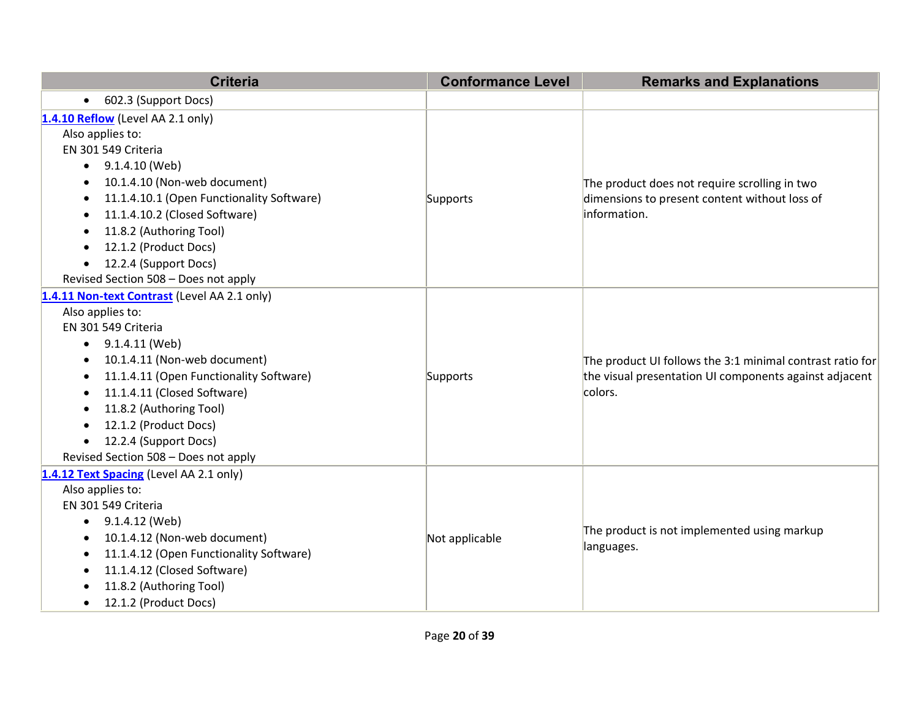| Criteria | Conformance Level | Remarks and Explanations |
|---|---|---|
| • 602.3 (Support Docs) | | |
| **1.4.10 Reflow** (Level AA 2.1 only)<br>Also applies to:<br>EN 301 549 Criteria<br>• 9.1.4.10 (Web)<br>• 10.1.4.10 (Non-web document)<br>• 11.1.4.10.1 (Open Functionality Software)<br>• 11.1.4.10.2 (Closed Software)<br>• 11.8.2 (Authoring Tool)<br>• 12.1.2 (Product Docs)<br>• 12.2.4 (Support Docs)<br>Revised Section 508 – Does not apply | Supports | The product does not require scrolling in two dimensions to present content without loss of information. |
| **1.4.11 Non-text Contrast** (Level AA 2.1 only)<br>Also applies to:<br>EN 301 549 Criteria<br>• 9.1.4.11 (Web)<br>• 10.1.4.11 (Non-web document)<br>• 11.1.4.11 (Open Functionality Software)<br>• 11.1.4.11 (Closed Software)<br>• 11.8.2 (Authoring Tool)<br>• 12.1.2 (Product Docs)<br>• 12.2.4 (Support Docs)<br>Revised Section 508 – Does not apply | Supports | The product UI follows the 3:1 minimal contrast ratio for the visual presentation UI components against adjacent colors. |
| **1.4.12 Text Spacing** (Level AA 2.1 only)<br>Also applies to:<br>EN 301 549 Criteria<br>• 9.1.4.12 (Web)<br>• 10.1.4.12 (Non-web document)<br>• 11.1.4.12 (Open Functionality Software)<br>• 11.1.4.12 (Closed Software)<br>• 11.8.2 (Authoring Tool)<br>• 12.1.2 (Product Docs) | Not applicable | The product is not implemented using markup languages. |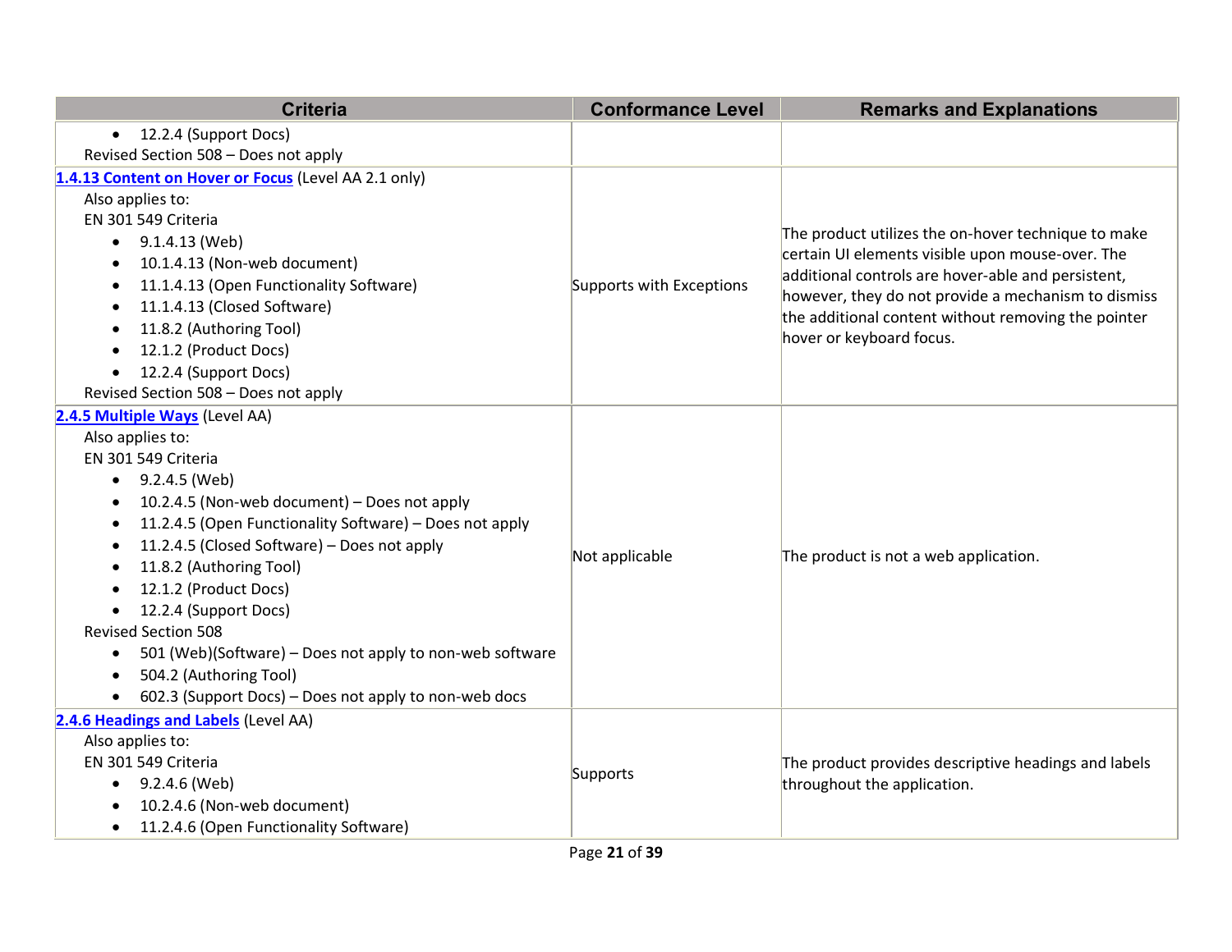| Criteria | Conformance Level | Remarks and Explanations |
|---|---|---|
| • 12.2.4 (Support Docs)<br>Revised Section 508 – Does not apply | | |
| **1.4.13 Content on Hover or Focus** (Level AA 2.1 only)<br>Also applies to:<br>EN 301 549 Criteria<br>• 9.1.4.13 (Web)<br>• 10.1.4.13 (Non-web document)<br>• 11.1.4.13 (Open Functionality Software)<br>• 11.1.4.13 (Closed Software)<br>• 11.8.2 (Authoring Tool)<br>• 12.1.2 (Product Docs)<br>• 12.2.4 (Support Docs)<br>Revised Section 508 – Does not apply | Supports with Exceptions | The product utilizes the on-hover technique to make certain UI elements visible upon mouse-over. The additional controls are hover-able and persistent, however, they do not provide a mechanism to dismiss the additional content without removing the pointer hover or keyboard focus. |
| **2.4.5 Multiple Ways** (Level AA)<br>Also applies to:<br>EN 301 549 Criteria<br>• 9.2.4.5 (Web)<br>• 10.2.4.5 (Non-web document) – Does not apply<br>• 11.2.4.5 (Open Functionality Software) – Does not apply<br>• 11.2.4.5 (Closed Software) – Does not apply<br>• 11.8.2 (Authoring Tool)<br>• 12.1.2 (Product Docs)<br>• 12.2.4 (Support Docs)<br>Revised Section 508<br>• 501 (Web)(Software) – Does not apply to non-web software<br>• 504.2 (Authoring Tool)<br>• 602.3 (Support Docs) – Does not apply to non-web docs | Not applicable | The product is not a web application. |
| **2.4.6 Headings and Labels** (Level AA)<br>Also applies to:<br>EN 301 549 Criteria<br>• 9.2.4.6 (Web)<br>• 10.2.4.6 (Non-web document)<br>• 11.2.4.6 (Open Functionality Software) | Supports | The product provides descriptive headings and labels throughout the application. |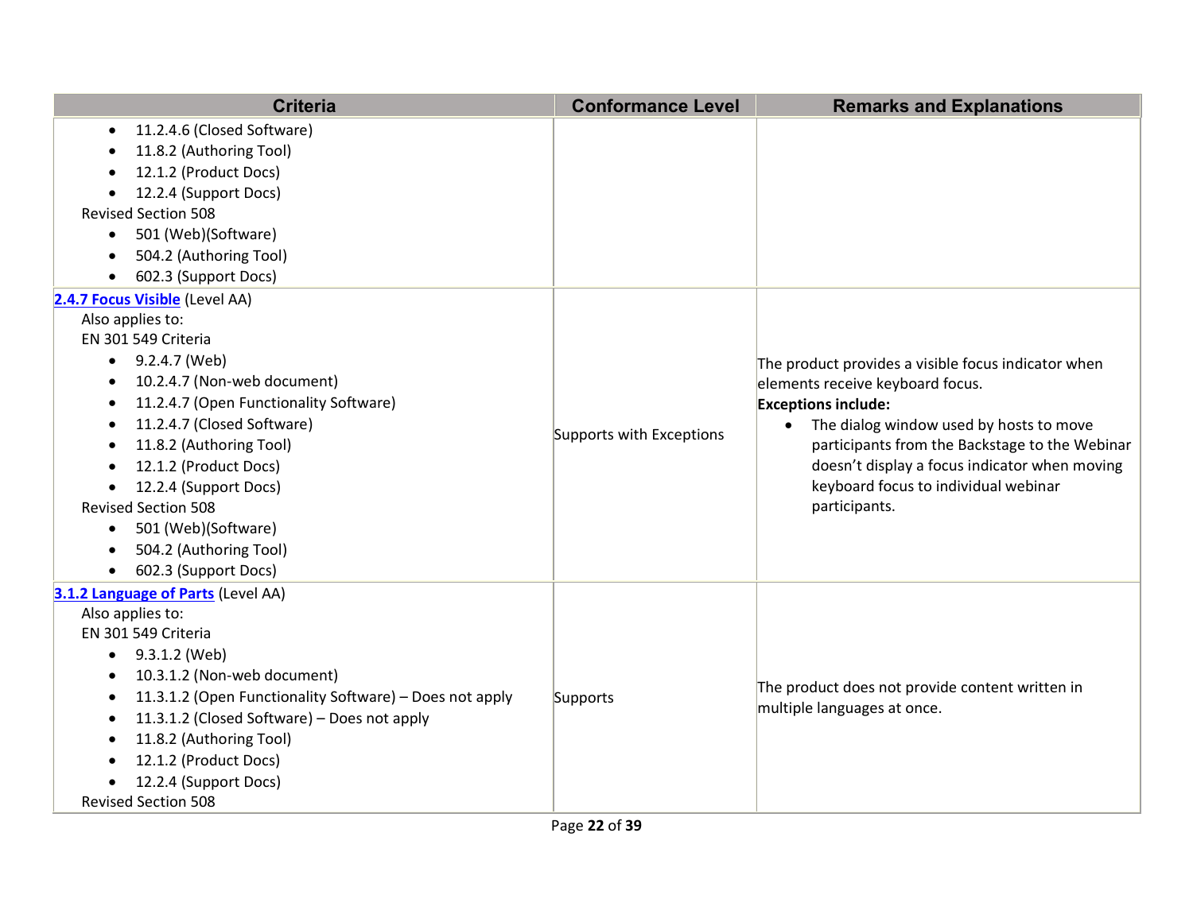| Criteria | Conformance Level | Remarks and Explanations |
|---|---|---|
| • 11.2.4.6 (Closed Software)<br>• 11.8.2 (Authoring Tool)<br>• 12.1.2 (Product Docs)<br>• 12.2.4 (Support Docs)<br>Revised Section 508<br>• 501 (Web)(Software)<br>• 504.2 (Authoring Tool)<br>• 602.3 (Support Docs) | | |
| **2.4.7 Focus Visible** (Level AA)<br>Also applies to:<br>EN 301 549 Criteria<br>• 9.2.4.7 (Web)<br>• 10.2.4.7 (Non-web document)<br>• 11.2.4.7 (Open Functionality Software)<br>• 11.2.4.7 (Closed Software)<br>• 11.8.2 (Authoring Tool)<br>• 12.1.2 (Product Docs)<br>• 12.2.4 (Support Docs)<br>Revised Section 508<br>• 501 (Web)(Software)<br>• 504.2 (Authoring Tool)<br>• 602.3 (Support Docs) | Supports with Exceptions | The product provides a visible focus indicator when elements receive keyboard focus.<br>**Exceptions include:**<br>• The dialog window used by hosts to move participants from the Backstage to the Webinar doesn't display a focus indicator when moving keyboard focus to individual webinar participants. |
| **3.1.2 Language of Parts** (Level AA)<br>Also applies to:<br>EN 301 549 Criteria<br>• 9.3.1.2 (Web)<br>• 10.3.1.2 (Non-web document)<br>• 11.3.1.2 (Open Functionality Software) – Does not apply<br>• 11.3.1.2 (Closed Software) – Does not apply<br>• 11.8.2 (Authoring Tool)<br>• 12.1.2 (Product Docs)<br>• 12.2.4 (Support Docs)<br>Revised Section 508 | Supports | The product does not provide content written in multiple languages at once. |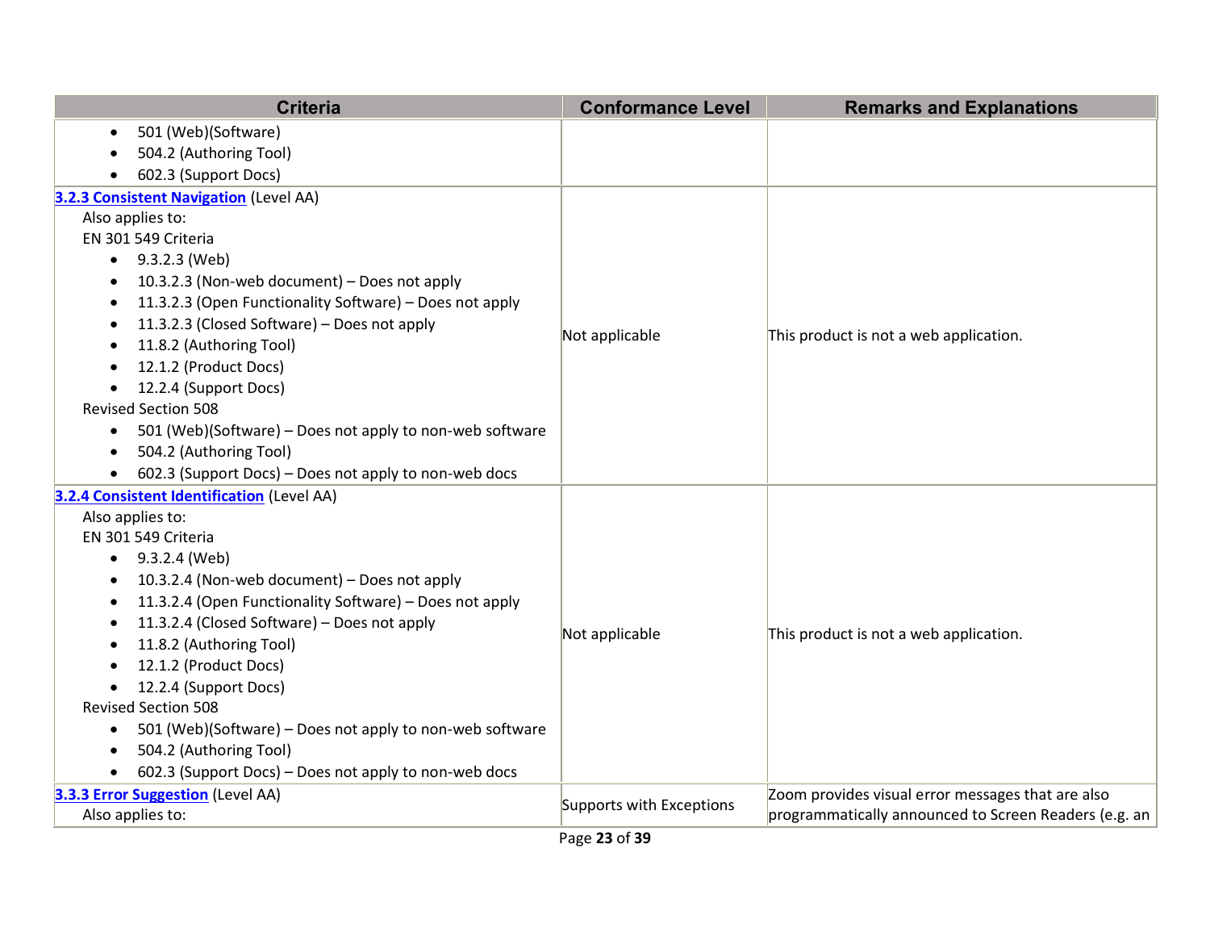| Criteria | Conformance Level | Remarks and Explanations |
| --- | --- | --- |
| <ul><li>501 (Web)(Software)</li><li>504.2 (Authoring Tool)</li><li>602.3 (Support Docs)</li></ul> | | |
| **[3.2.3 Consistent Navigation]()** (Level AA)<br>Also applies to:<br>EN 301 549 Criteria<ul><li>9.3.2.3 (Web)</li><li>10.3.2.3 (Non-web document) – Does not apply</li><li>11.3.2.3 (Open Functionality Software) – Does not apply</li><li>11.3.2.3 (Closed Software) – Does not apply</li><li>11.8.2 (Authoring Tool)</li><li>12.1.2 (Product Docs)</li><li>12.2.4 (Support Docs)</li></ul>Revised Section 508<ul><li>501 (Web)(Software) – Does not apply to non-web software</li><li>504.2 (Authoring Tool)</li><li>602.3 (Support Docs) – Does not apply to non-web docs</li></ul> | Not applicable | This product is not a web application. |
| **[3.2.4 Consistent Identification]()** (Level AA)<br>Also applies to:<br>EN 301 549 Criteria<ul><li>9.3.2.4 (Web)</li><li>10.3.2.4 (Non-web document) – Does not apply</li><li>11.3.2.4 (Open Functionality Software) – Does not apply</li><li>11.3.2.4 (Closed Software) – Does not apply</li><li>11.8.2 (Authoring Tool)</li><li>12.1.2 (Product Docs)</li><li>12.2.4 (Support Docs)</li></ul>Revised Section 508<ul><li>501 (Web)(Software) – Does not apply to non-web software</li><li>504.2 (Authoring Tool)</li><li>602.3 (Support Docs) – Does not apply to non-web docs</li></ul> | Not applicable | This product is not a web application. |
| **[3.3.3 Error Suggestion]()** (Level AA)<br>Also applies to: | Supports with Exceptions | Zoom provides visual error messages that are also programmatically announced to Screen Readers (e.g. an |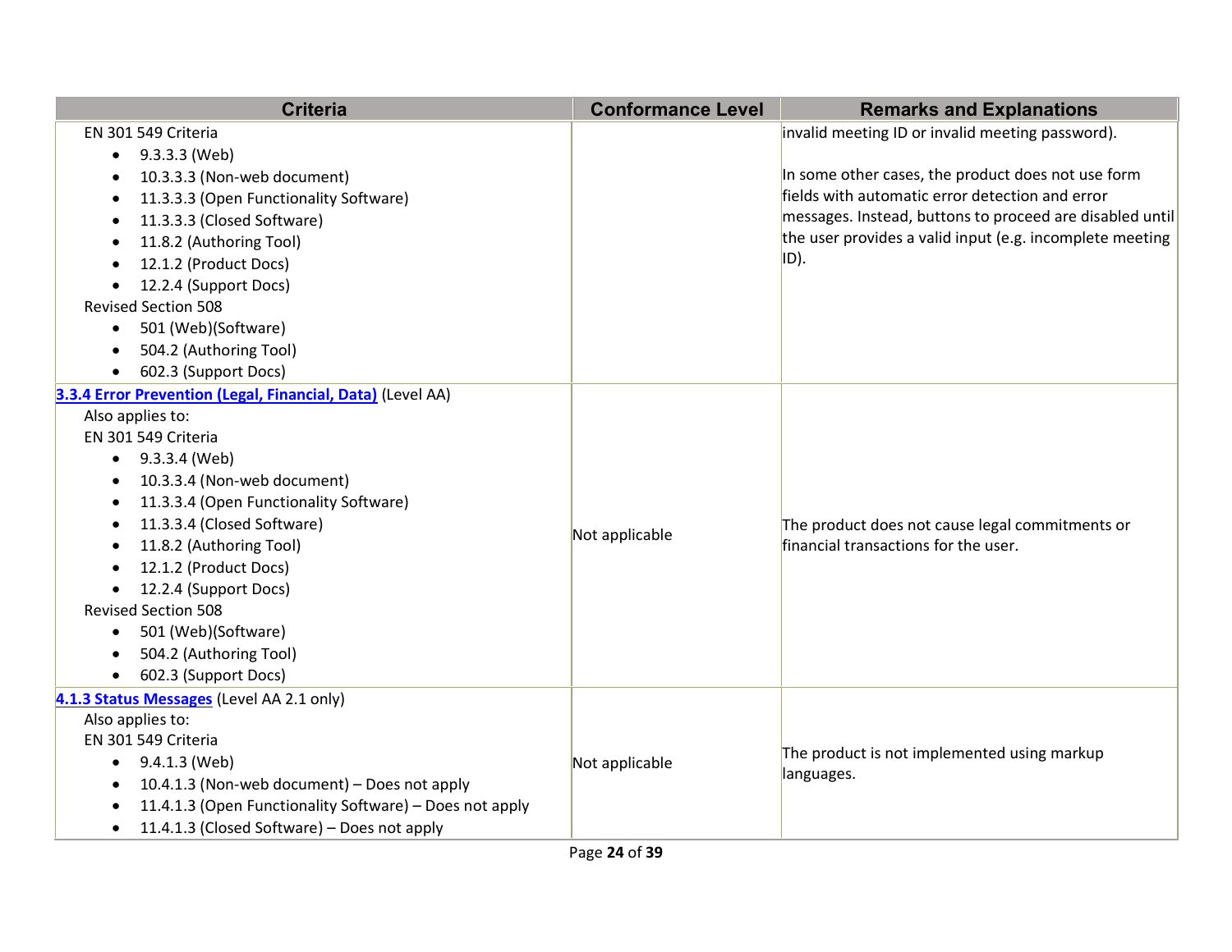| Criteria | Conformance Level | Remarks and Explanations |
|---|---|---|
| EN 301 549 Criteria<br>• 9.3.3.3 (Web)<br>• 10.3.3.3 (Non-web document)<br>• 11.3.3.3 (Open Functionality Software)<br>• 11.3.3.3 (Closed Software)<br>• 11.8.2 (Authoring Tool)<br>• 12.1.2 (Product Docs)<br>• 12.2.4 (Support Docs)<br>Revised Section 508<br>• 501 (Web)(Software)<br>• 504.2 (Authoring Tool)<br>• 602.3 (Support Docs) | | invalid meeting ID or invalid meeting password).<br><br>In some other cases, the product does not use form fields with automatic error detection and error messages. Instead, buttons to proceed are disabled until the user provides a valid input (e.g. incomplete meeting ID). |
| **3.3.4 Error Prevention (Legal, Financial, Data)** (Level AA)<br>Also applies to:<br>EN 301 549 Criteria<br>• 9.3.3.4 (Web)<br>• 10.3.3.4 (Non-web document)<br>• 11.3.3.4 (Open Functionality Software)<br>• 11.3.3.4 (Closed Software)<br>• 11.8.2 (Authoring Tool)<br>• 12.1.2 (Product Docs)<br>• 12.2.4 (Support Docs)<br>Revised Section 508<br>• 501 (Web)(Software)<br>• 504.2 (Authoring Tool)<br>• 602.3 (Support Docs) | Not applicable | The product does not cause legal commitments or financial transactions for the user. |
| **4.1.3 Status Messages** (Level AA 2.1 only)<br>Also applies to:<br>EN 301 549 Criteria<br>• 9.4.1.3 (Web)<br>• 10.4.1.3 (Non-web document) – Does not apply<br>• 11.4.1.3 (Open Functionality Software) – Does not apply<br>• 11.4.1.3 (Closed Software) – Does not apply | Not applicable | The product is not implemented using markup languages. |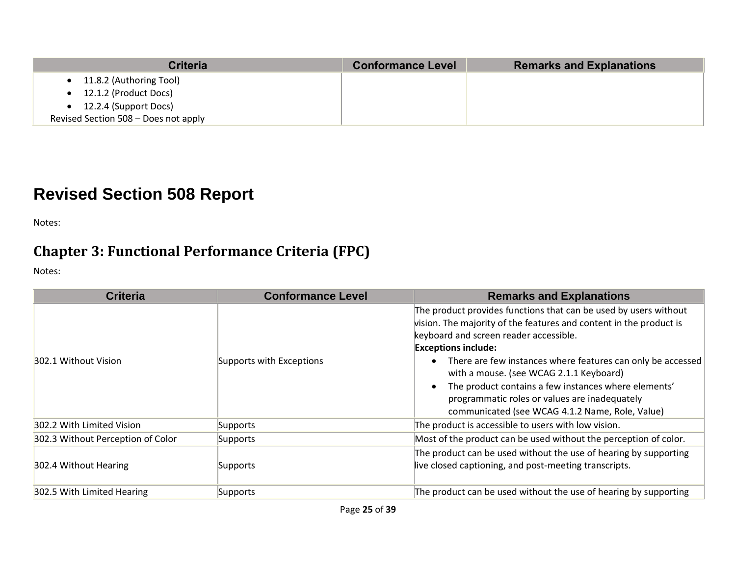| Criteria | Conformance Level | Remarks and Explanations |
| --- | --- | --- |
| • 11.8.2 (Authoring Tool)<br>• 12.1.2 (Product Docs)<br>• 12.2.4 (Support Docs)<br>Revised Section 508 – Does not apply | | |

# Revised Section 508 Report

Notes:

## Chapter 3: Functional Performance Criteria (FPC)

Notes:

| Criteria | Conformance Level | Remarks and Explanations |
| --- | --- | --- |
| 302.1 Without Vision | Supports with Exceptions | The product provides functions that can be used by users without vision. The majority of the features and content in the product is keyboard and screen reader accessible.<br>**Exceptions include:**<br>• There are few instances where features can only be accessed with a mouse. (see WCAG 2.1.1 Keyboard)<br>• The product contains a few instances where elements' programmatic roles or values are inadequately communicated (see WCAG 4.1.2 Name, Role, Value) |
| 302.2 With Limited Vision | Supports | The product is accessible to users with low vision. |
| 302.3 Without Perception of Color | Supports | Most of the product can be used without the perception of color. |
| 302.4 Without Hearing | Supports | The product can be used without the use of hearing by supporting live closed captioning, and post-meeting transcripts. |
| 302.5 With Limited Hearing | Supports | The product can be used without the use of hearing by supporting |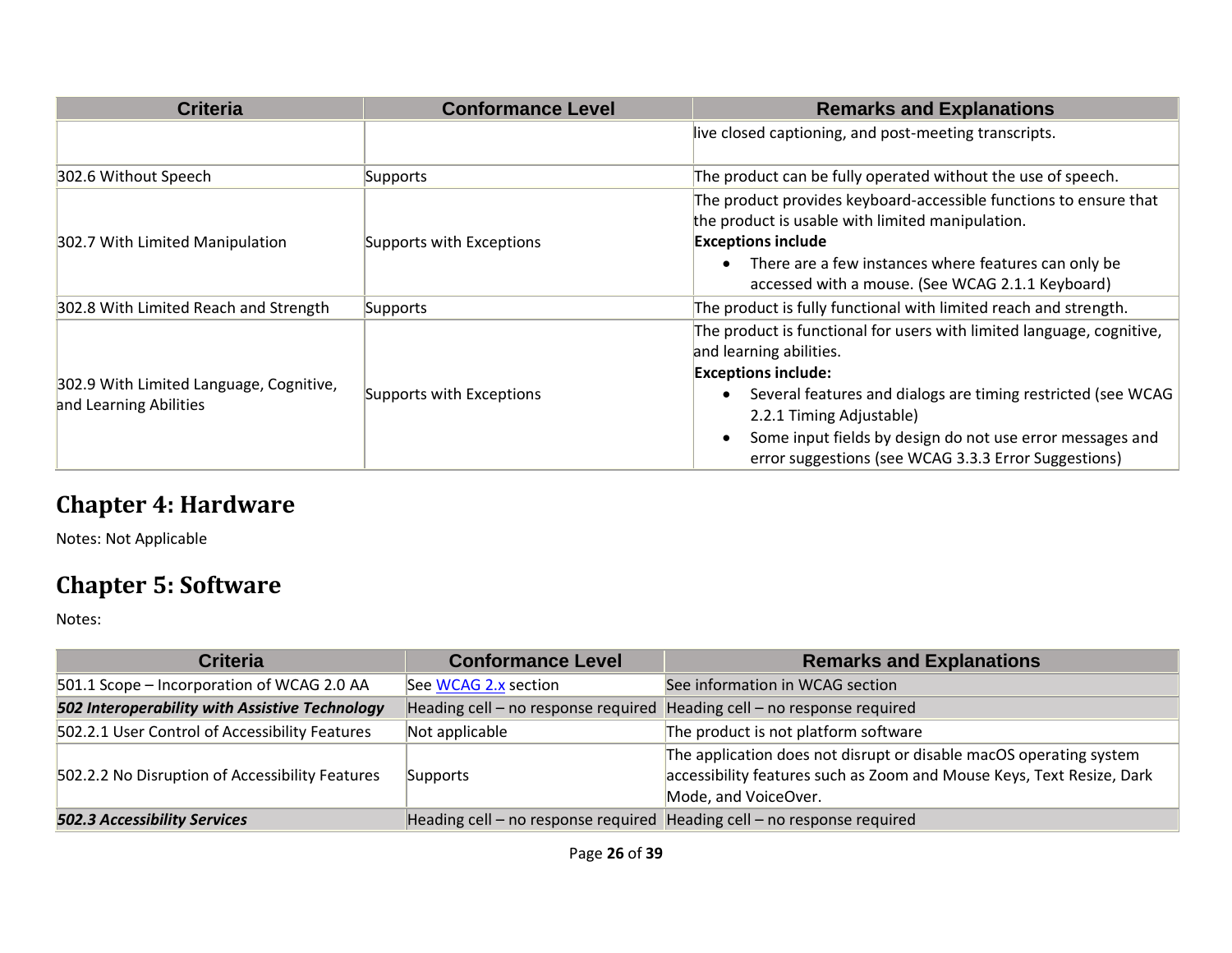| Criteria | Conformance Level | Remarks and Explanations |
|---|---|---|
| | | live closed captioning, and post-meeting transcripts. |
| 302.6 Without Speech | Supports | The product can be fully operated without the use of speech. |
| 302.7 With Limited Manipulation | Supports with Exceptions | The product provides keyboard-accessible functions to ensure that the product is usable with limited manipulation. **Exceptions include** • There are a few instances where features can only be accessed with a mouse. (See WCAG 2.1.1 Keyboard) |
| 302.8 With Limited Reach and Strength | Supports | The product is fully functional with limited reach and strength. |
| 302.9 With Limited Language, Cognitive, and Learning Abilities | Supports with Exceptions | The product is functional for users with limited language, cognitive, and learning abilities. **Exceptions include:** • Several features and dialogs are timing restricted (see WCAG 2.2.1 Timing Adjustable) • Some input fields by design do not use error messages and error suggestions (see WCAG 3.3.3 Error Suggestions) |

## Chapter 4: Hardware

Notes: Not Applicable

## Chapter 5: Software

Notes:

| Criteria | Conformance Level | Remarks and Explanations |
|---|---|---|
| 501.1 Scope – Incorporation of WCAG 2.0 AA | See WCAG 2.x section | See information in WCAG section |
| ***502 Interoperability with Assistive Technology*** | Heading cell – no response required | Heading cell – no response required |
| 502.2.1 User Control of Accessibility Features | Not applicable | The product is not platform software |
| 502.2.2 No Disruption of Accessibility Features | Supports | The application does not disrupt or disable macOS operating system accessibility features such as Zoom and Mouse Keys, Text Resize, Dark Mode, and VoiceOver. |
| ***502.3 Accessibility Services*** | Heading cell – no response required | Heading cell – no response required |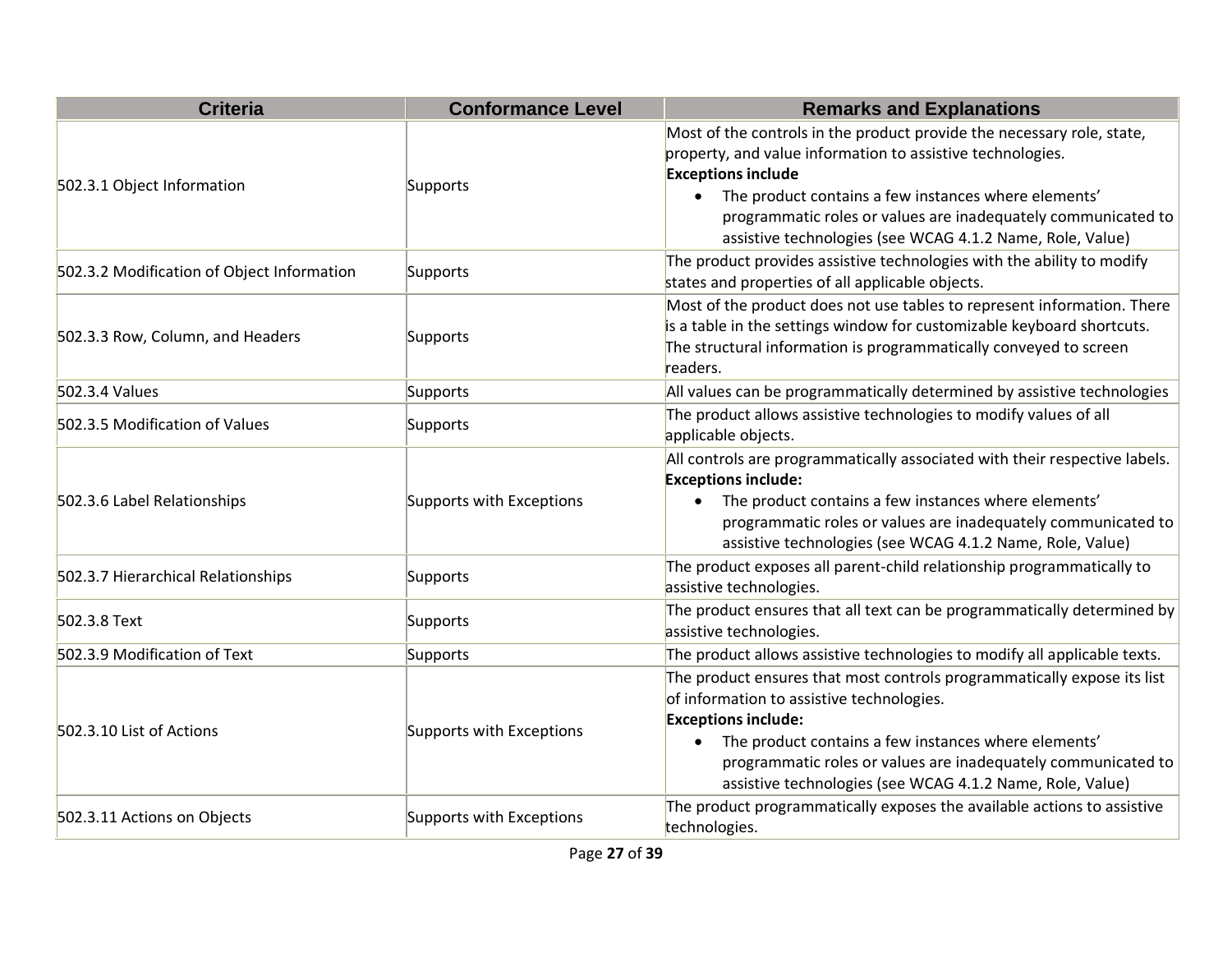| Criteria | Conformance Level | Remarks and Explanations |
| --- | --- | --- |
| 502.3.1 Object Information | Supports | Most of the controls in the product provide the necessary role, state, property, and value information to assistive technologies.<br>**Exceptions include**<br>• The product contains a few instances where elements' programmatic roles or values are inadequately communicated to assistive technologies (see WCAG 4.1.2 Name, Role, Value) |
| 502.3.2 Modification of Object Information | Supports | The product provides assistive technologies with the ability to modify states and properties of all applicable objects. |
| 502.3.3 Row, Column, and Headers | Supports | Most of the product does not use tables to represent information. There is a table in the settings window for customizable keyboard shortcuts. The structural information is programmatically conveyed to screen readers. |
| 502.3.4 Values | Supports | All values can be programmatically determined by assistive technologies |
| 502.3.5 Modification of Values | Supports | The product allows assistive technologies to modify values of all applicable objects. |
| 502.3.6 Label Relationships | Supports with Exceptions | All controls are programmatically associated with their respective labels.<br>**Exceptions include:**<br>• The product contains a few instances where elements' programmatic roles or values are inadequately communicated to assistive technologies (see WCAG 4.1.2 Name, Role, Value) |
| 502.3.7 Hierarchical Relationships | Supports | The product exposes all parent-child relationship programmatically to assistive technologies. |
| 502.3.8 Text | Supports | The product ensures that all text can be programmatically determined by assistive technologies. |
| 502.3.9 Modification of Text | Supports | The product allows assistive technologies to modify all applicable texts. |
| 502.3.10 List of Actions | Supports with Exceptions | The product ensures that most controls programmatically expose its list of information to assistive technologies.<br>**Exceptions include:**<br>• The product contains a few instances where elements' programmatic roles or values are inadequately communicated to assistive technologies (see WCAG 4.1.2 Name, Role, Value) |
| 502.3.11 Actions on Objects | Supports with Exceptions | The product programmatically exposes the available actions to assistive technologies. |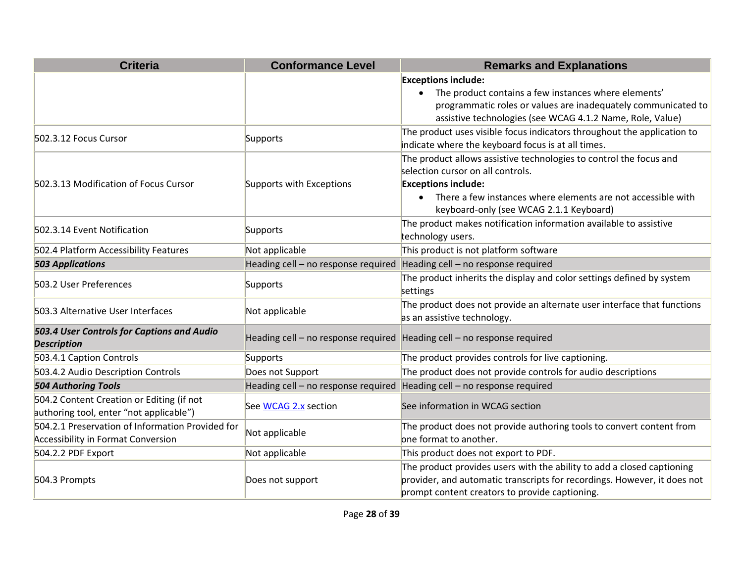| Criteria | Conformance Level | Remarks and Explanations |
| --- | --- | --- |
| | | **Exceptions include:**<br>• The product contains a few instances where elements' programmatic roles or values are inadequately communicated to assistive technologies (see WCAG 4.1.2 Name, Role, Value) |
| 502.3.12 Focus Cursor | Supports | The product uses visible focus indicators throughout the application to indicate where the keyboard focus is at all times. |
| 502.3.13 Modification of Focus Cursor | Supports with Exceptions | The product allows assistive technologies to control the focus and selection cursor on all controls.<br>**Exceptions include:**<br>• There a few instances where elements are not accessible with keyboard-only (see WCAG 2.1.1 Keyboard) |
| 502.3.14 Event Notification | Supports | The product makes notification information available to assistive technology users. |
| 502.4 Platform Accessibility Features | Not applicable | This product is not platform software |
| ***503 Applications*** | Heading cell – no response required | Heading cell – no response required |
| 503.2 User Preferences | Supports | The product inherits the display and color settings defined by system settings |
| 503.3 Alternative User Interfaces | Not applicable | The product does not provide an alternate user interface that functions as an assistive technology. |
| ***503.4 User Controls for Captions and Audio Description*** | Heading cell – no response required | Heading cell – no response required |
| 503.4.1 Caption Controls | Supports | The product provides controls for live captioning. |
| 503.4.2 Audio Description Controls | Does not Support | The product does not provide controls for audio descriptions |
| ***504 Authoring Tools*** | Heading cell – no response required | Heading cell – no response required |
| 504.2 Content Creation or Editing (if not authoring tool, enter "not applicable") | See [WCAG 2.x](#) section | See information in WCAG section |
| 504.2.1 Preservation of Information Provided for Accessibility in Format Conversion | Not applicable | The product does not provide authoring tools to convert content from one format to another. |
| 504.2.2 PDF Export | Not applicable | This product does not export to PDF. |
| 504.3 Prompts | Does not support | The product provides users with the ability to add a closed captioning provider, and automatic transcripts for recordings. However, it does not prompt content creators to provide captioning. |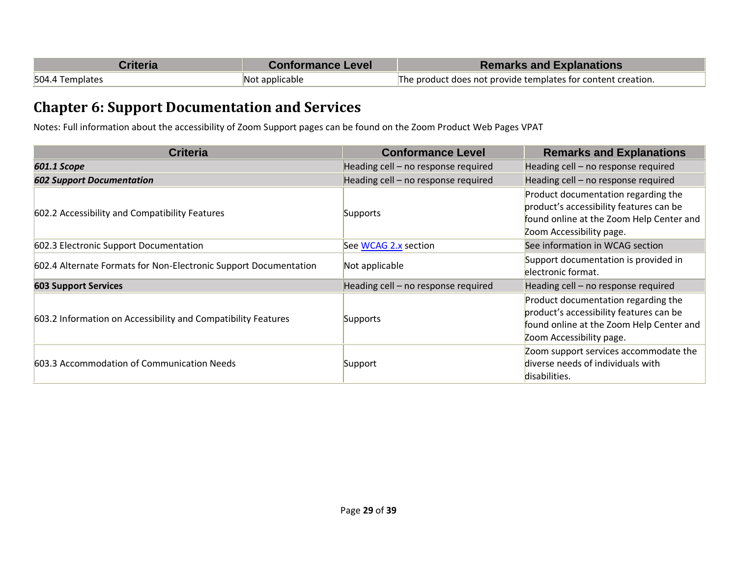| Criteria | Conformance Level | Remarks and Explanations |
| --- | --- | --- |
| 504.4 Templates | Not applicable | The product does not provide templates for content creation. |

## Chapter 6: Support Documentation and Services

Notes: Full information about the accessibility of Zoom Support pages can be found on the Zoom Product Web Pages VPAT

| Criteria | Conformance Level | Remarks and Explanations |
| --- | --- | --- |
| ***601.1 Scope*** | Heading cell – no response required | Heading cell – no response required |
| ***602 Support Documentation*** | Heading cell – no response required | Heading cell – no response required |
| 602.2 Accessibility and Compatibility Features | Supports | Product documentation regarding the product's accessibility features can be found online at the Zoom Help Center and Zoom Accessibility page. |
| 602.3 Electronic Support Documentation | See WCAG 2.x section | See information in WCAG section |
| 602.4 Alternate Formats for Non-Electronic Support Documentation | Not applicable | Support documentation is provided in electronic format. |
| **603 Support Services** | Heading cell – no response required | Heading cell – no response required |
| 603.2 Information on Accessibility and Compatibility Features | Supports | Product documentation regarding the product's accessibility features can be found online at the Zoom Help Center and Zoom Accessibility page. |
| 603.3 Accommodation of Communication Needs | Support | Zoom support services accommodate the diverse needs of individuals with disabilities. |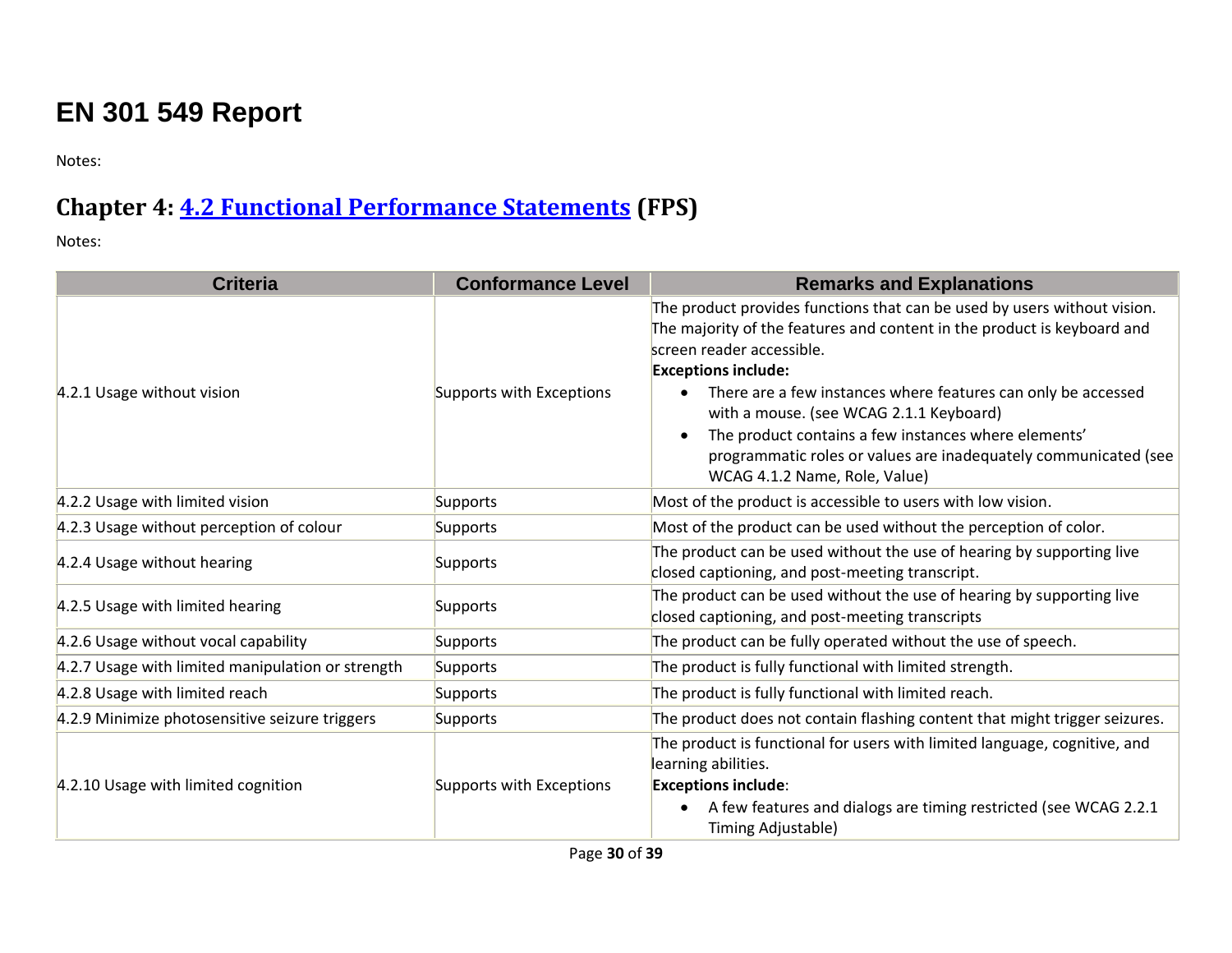# EN 301 549 Report

Notes:

## Chapter 4: [4.2 Functional Performance Statements](#) (FPS)

Notes:

| Criteria | Conformance Level | Remarks and Explanations |
| --- | --- | --- |
| 4.2.1 Usage without vision | Supports with Exceptions | The product provides functions that can be used by users without vision. The majority of the features and content in the product is keyboard and screen reader accessible.<br>**Exceptions include:**<br>• There are a few instances where features can only be accessed with a mouse. (see WCAG 2.1.1 Keyboard)<br>• The product contains a few instances where elements' programmatic roles or values are inadequately communicated (see WCAG 4.1.2 Name, Role, Value) |
| 4.2.2 Usage with limited vision | Supports | Most of the product is accessible to users with low vision. |
| 4.2.3 Usage without perception of colour | Supports | Most of the product can be used without the perception of color. |
| 4.2.4 Usage without hearing | Supports | The product can be used without the use of hearing by supporting live closed captioning, and post-meeting transcript. |
| 4.2.5 Usage with limited hearing | Supports | The product can be used without the use of hearing by supporting live closed captioning, and post-meeting transcripts |
| 4.2.6 Usage without vocal capability | Supports | The product can be fully operated without the use of speech. |
| 4.2.7 Usage with limited manipulation or strength | Supports | The product is fully functional with limited strength. |
| 4.2.8 Usage with limited reach | Supports | The product is fully functional with limited reach. |
| 4.2.9 Minimize photosensitive seizure triggers | Supports | The product does not contain flashing content that might trigger seizures. |
| 4.2.10 Usage with limited cognition | Supports with Exceptions | The product is functional for users with limited language, cognitive, and learning abilities.<br>**Exceptions include**:<br>• A few features and dialogs are timing restricted (see WCAG 2.2.1 Timing Adjustable) |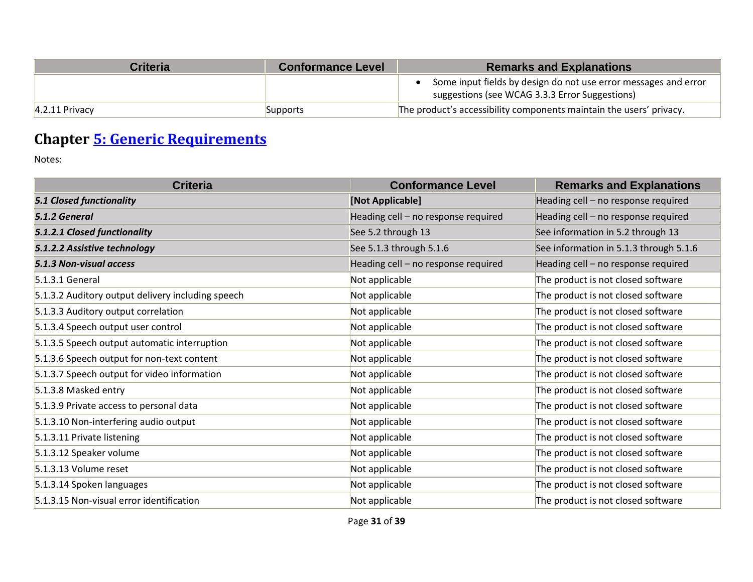| Criteria | Conformance Level | Remarks and Explanations |
|---|---|---|
| | | • Some input fields by design do not use error messages and error suggestions (see WCAG 3.3.3 Error Suggestions) |
| 4.2.11 Privacy | Supports | The product's accessibility components maintain the users' privacy. |

## Chapter 5: Generic Requirements

Notes:

| Criteria | Conformance Level | Remarks and Explanations |
|---|---|---|
| ***5.1 Closed functionality*** | **[Not Applicable]** | Heading cell – no response required |
| ***5.1.2 General*** | Heading cell – no response required | Heading cell – no response required |
| ***5.1.2.1 Closed functionality*** | See 5.2 through 13 | See information in 5.2 through 13 |
| ***5.1.2.2 Assistive technology*** | See 5.1.3 through 5.1.6 | See information in 5.1.3 through 5.1.6 |
| ***5.1.3 Non-visual access*** | Heading cell – no response required | Heading cell – no response required |
| 5.1.3.1 General | Not applicable | The product is not closed software |
| 5.1.3.2 Auditory output delivery including speech | Not applicable | The product is not closed software |
| 5.1.3.3 Auditory output correlation | Not applicable | The product is not closed software |
| 5.1.3.4 Speech output user control | Not applicable | The product is not closed software |
| 5.1.3.5 Speech output automatic interruption | Not applicable | The product is not closed software |
| 5.1.3.6 Speech output for non-text content | Not applicable | The product is not closed software |
| 5.1.3.7 Speech output for video information | Not applicable | The product is not closed software |
| 5.1.3.8 Masked entry | Not applicable | The product is not closed software |
| 5.1.3.9 Private access to personal data | Not applicable | The product is not closed software |
| 5.1.3.10 Non-interfering audio output | Not applicable | The product is not closed software |
| 5.1.3.11 Private listening | Not applicable | The product is not closed software |
| 5.1.3.12 Speaker volume | Not applicable | The product is not closed software |
| 5.1.3.13 Volume reset | Not applicable | The product is not closed software |
| 5.1.3.14 Spoken languages | Not applicable | The product is not closed software |
| 5.1.3.15 Non-visual error identification | Not applicable | The product is not closed software |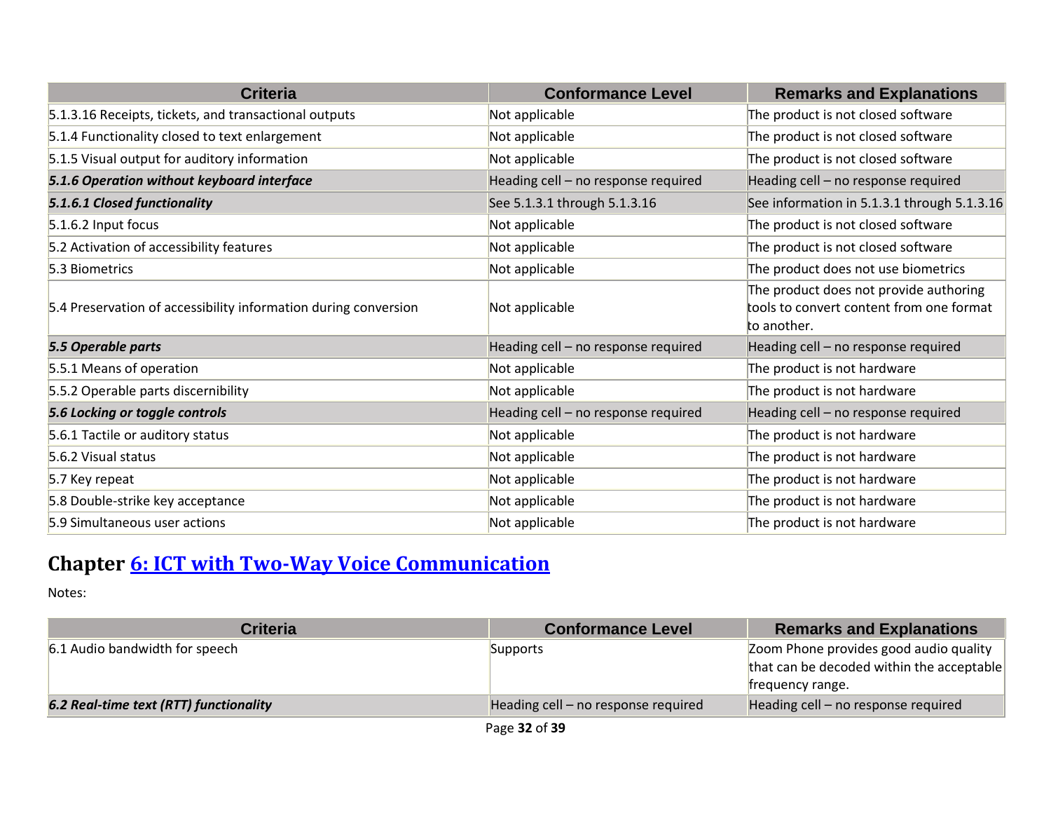| Criteria | Conformance Level | Remarks and Explanations |
|---|---|---|
| 5.1.3.16 Receipts, tickets, and transactional outputs | Not applicable | The product is not closed software |
| 5.1.4 Functionality closed to text enlargement | Not applicable | The product is not closed software |
| 5.1.5 Visual output for auditory information | Not applicable | The product is not closed software |
| ***5.1.6 Operation without keyboard interface*** | Heading cell – no response required | Heading cell – no response required |
| ***5.1.6.1 Closed functionality*** | See 5.1.3.1 through 5.1.3.16 | See information in 5.1.3.1 through 5.1.3.16 |
| 5.1.6.2 Input focus | Not applicable | The product is not closed software |
| 5.2 Activation of accessibility features | Not applicable | The product is not closed software |
| 5.3 Biometrics | Not applicable | The product does not use biometrics |
| 5.4 Preservation of accessibility information during conversion | Not applicable | The product does not provide authoring tools to convert content from one format to another. |
| ***5.5 Operable parts*** | Heading cell – no response required | Heading cell – no response required |
| 5.5.1 Means of operation | Not applicable | The product is not hardware |
| 5.5.2 Operable parts discernibility | Not applicable | The product is not hardware |
| ***5.6 Locking or toggle controls*** | Heading cell – no response required | Heading cell – no response required |
| 5.6.1 Tactile or auditory status | Not applicable | The product is not hardware |
| 5.6.2 Visual status | Not applicable | The product is not hardware |
| 5.7 Key repeat | Not applicable | The product is not hardware |
| 5.8 Double-strike key acceptance | Not applicable | The product is not hardware |
| 5.9 Simultaneous user actions | Not applicable | The product is not hardware |

## Chapter 6: ICT with Two-Way Voice Communication

Notes:

| Criteria | Conformance Level | Remarks and Explanations |
|---|---|---|
| 6.1 Audio bandwidth for speech | Supports | Zoom Phone provides good audio quality that can be decoded within the acceptable frequency range. |
| ***6.2 Real-time text (RTT) functionality*** | Heading cell – no response required | Heading cell – no response required |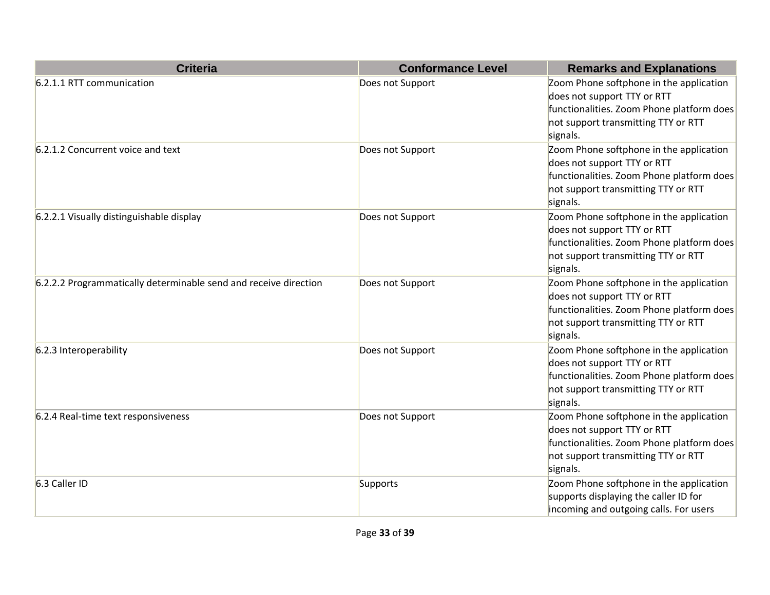| Criteria | Conformance Level | Remarks and Explanations |
| --- | --- | --- |
| 6.2.1.1 RTT communication | Does not Support | Zoom Phone softphone in the application does not support TTY or RTT functionalities. Zoom Phone platform does not support transmitting TTY or RTT signals. |
| 6.2.1.2 Concurrent voice and text | Does not Support | Zoom Phone softphone in the application does not support TTY or RTT functionalities. Zoom Phone platform does not support transmitting TTY or RTT signals. |
| 6.2.2.1 Visually distinguishable display | Does not Support | Zoom Phone softphone in the application does not support TTY or RTT functionalities. Zoom Phone platform does not support transmitting TTY or RTT signals. |
| 6.2.2.2 Programmatically determinable send and receive direction | Does not Support | Zoom Phone softphone in the application does not support TTY or RTT functionalities. Zoom Phone platform does not support transmitting TTY or RTT signals. |
| 6.2.3 Interoperability | Does not Support | Zoom Phone softphone in the application does not support TTY or RTT functionalities. Zoom Phone platform does not support transmitting TTY or RTT signals. |
| 6.2.4 Real-time text responsiveness | Does not Support | Zoom Phone softphone in the application does not support TTY or RTT functionalities. Zoom Phone platform does not support transmitting TTY or RTT signals. |
| 6.3 Caller ID | Supports | Zoom Phone softphone in the application supports displaying the caller ID for incoming and outgoing calls. For users |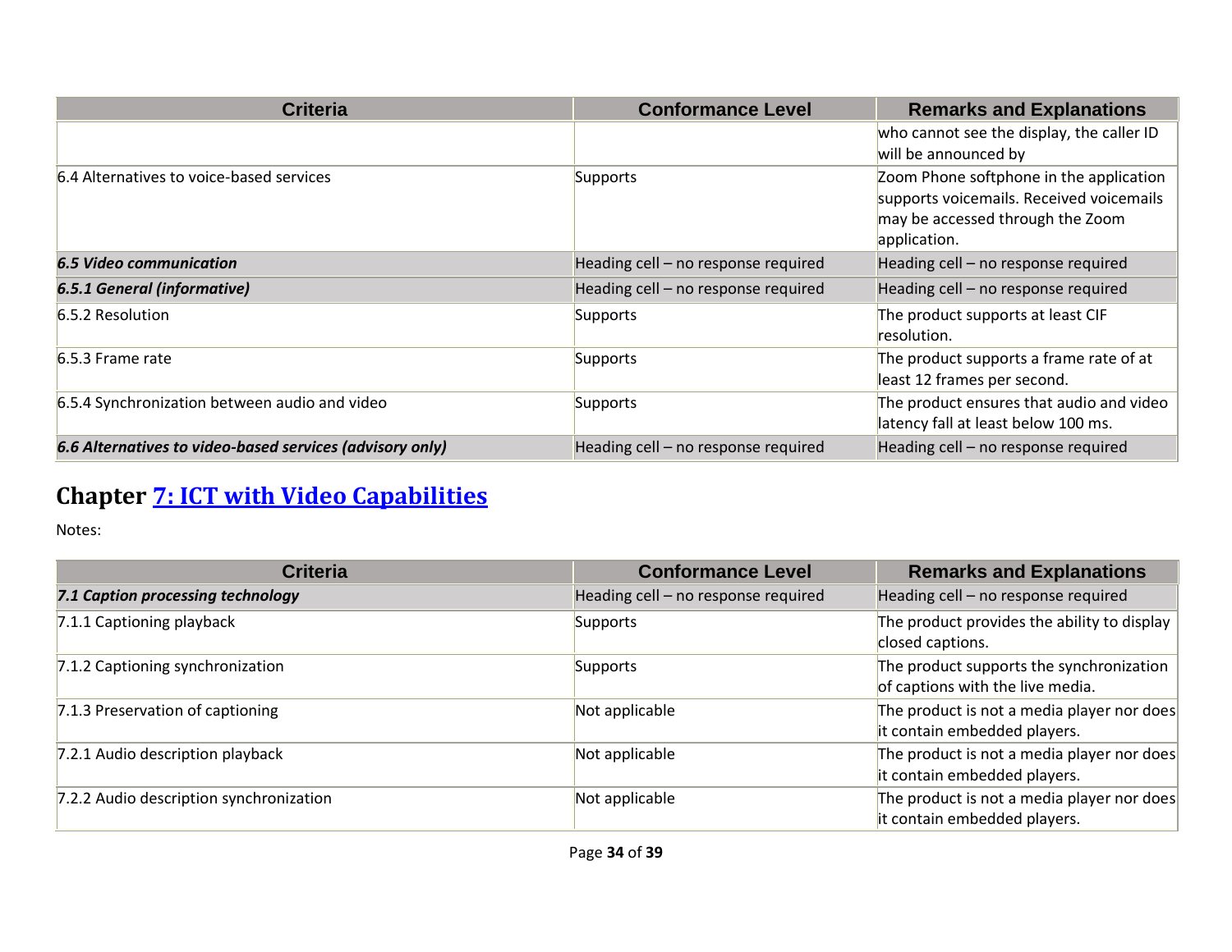| Criteria | Conformance Level | Remarks and Explanations |
|---|---|---|
| | | who cannot see the display, the caller ID will be announced by |
| 6.4 Alternatives to voice-based services | Supports | Zoom Phone softphone in the application supports voicemails. Received voicemails may be accessed through the Zoom application. |
| ***6.5 Video communication*** | Heading cell – no response required | Heading cell – no response required |
| ***6.5.1 General (informative)*** | Heading cell – no response required | Heading cell – no response required |
| 6.5.2 Resolution | Supports | The product supports at least CIF resolution. |
| 6.5.3 Frame rate | Supports | The product supports a frame rate of at least 12 frames per second. |
| 6.5.4 Synchronization between audio and video | Supports | The product ensures that audio and video latency fall at least below 100 ms. |
| ***6.6 Alternatives to video-based services (advisory only)*** | Heading cell – no response required | Heading cell – no response required |

## Chapter [7: ICT with Video Capabilities]()

Notes:

| Criteria | Conformance Level | Remarks and Explanations |
|---|---|---|
| ***7.1 Caption processing technology*** | Heading cell – no response required | Heading cell – no response required |
| 7.1.1 Captioning playback | Supports | The product provides the ability to display closed captions. |
| 7.1.2 Captioning synchronization | Supports | The product supports the synchronization of captions with the live media. |
| 7.1.3 Preservation of captioning | Not applicable | The product is not a media player nor does it contain embedded players. |
| 7.2.1 Audio description playback | Not applicable | The product is not a media player nor does it contain embedded players. |
| 7.2.2 Audio description synchronization | Not applicable | The product is not a media player nor does it contain embedded players. |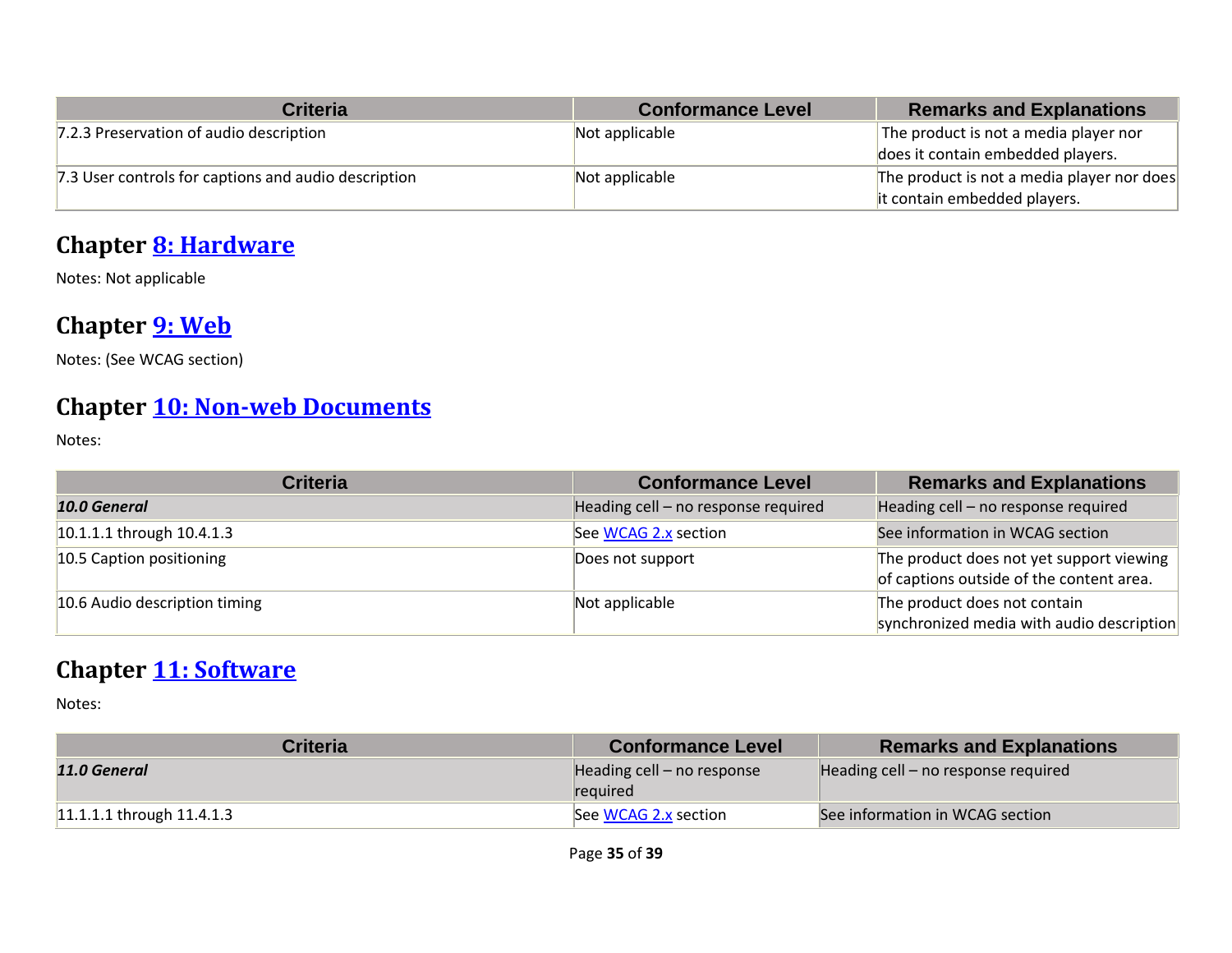| Criteria | Conformance Level | Remarks and Explanations |
|---|---|---|
| 7.2.3 Preservation of audio description | Not applicable | The product is not a media player nor does it contain embedded players. |
| 7.3 User controls for captions and audio description | Not applicable | The product is not a media player nor does it contain embedded players. |

## Chapter [8: Hardware]()

Notes: Not applicable

## Chapter [9: Web]()

Notes: (See WCAG section)

## Chapter [10: Non-web Documents]()

Notes:

| Criteria | Conformance Level | Remarks and Explanations |
|---|---|---|
| ***10.0 General*** | Heading cell – no response required | Heading cell – no response required |
| 10.1.1.1 through 10.4.1.3 | See [WCAG 2.x]() section | See information in WCAG section |
| 10.5 Caption positioning | Does not support | The product does not yet support viewing of captions outside of the content area. |
| 10.6 Audio description timing | Not applicable | The product does not contain synchronized media with audio description |

## Chapter [11: Software]()

Notes:

| Criteria | Conformance Level | Remarks and Explanations |
|---|---|---|
| ***11.0 General*** | Heading cell – no response required | Heading cell – no response required |
| 11.1.1.1 through 11.4.1.3 | See [WCAG 2.x]() section | See information in WCAG section |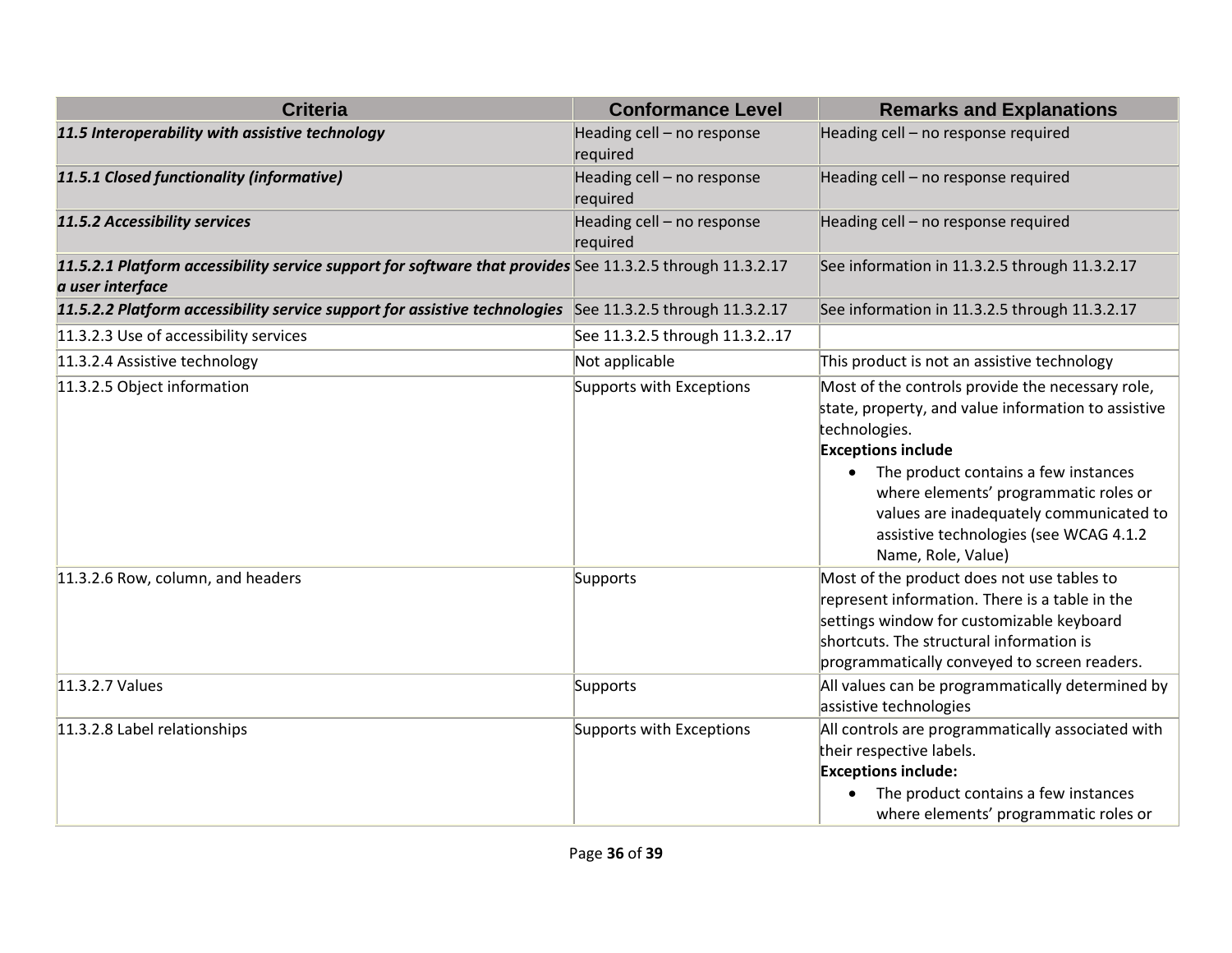| Criteria | Conformance Level | Remarks and Explanations |
|---|---|---|
| ***11.5 Interoperability with assistive technology*** | Heading cell – no response required | Heading cell – no response required |
| ***11.5.1 Closed functionality (informative)*** | Heading cell – no response required | Heading cell – no response required |
| ***11.5.2 Accessibility services*** | Heading cell – no response required | Heading cell – no response required |
| ***11.5.2.1 Platform accessibility service support for software that provides a user interface*** | See 11.3.2.5 through 11.3.2.17 | See information in 11.3.2.5 through 11.3.2.17 |
| ***11.5.2.2 Platform accessibility service support for assistive technologies*** | See 11.3.2.5 through 11.3.2.17 | See information in 11.3.2.5 through 11.3.2.17 |
| 11.3.2.3 Use of accessibility services | See 11.3.2.5 through 11.3.2..17 | |
| 11.3.2.4 Assistive technology | Not applicable | This product is not an assistive technology |
| 11.3.2.5 Object information | Supports with Exceptions | Most of the controls provide the necessary role, state, property, and value information to assistive technologies. **Exceptions include** <br>• The product contains a few instances where elements' programmatic roles or values are inadequately communicated to assistive technologies (see WCAG 4.1.2 Name, Role, Value) |
| 11.3.2.6 Row, column, and headers | Supports | Most of the product does not use tables to represent information. There is a table in the settings window for customizable keyboard shortcuts. The structural information is programmatically conveyed to screen readers. |
| 11.3.2.7 Values | Supports | All values can be programmatically determined by assistive technologies |
| 11.3.2.8 Label relationships | Supports with Exceptions | All controls are programmatically associated with their respective labels. **Exceptions include:** <br>• The product contains a few instances where elements' programmatic roles or |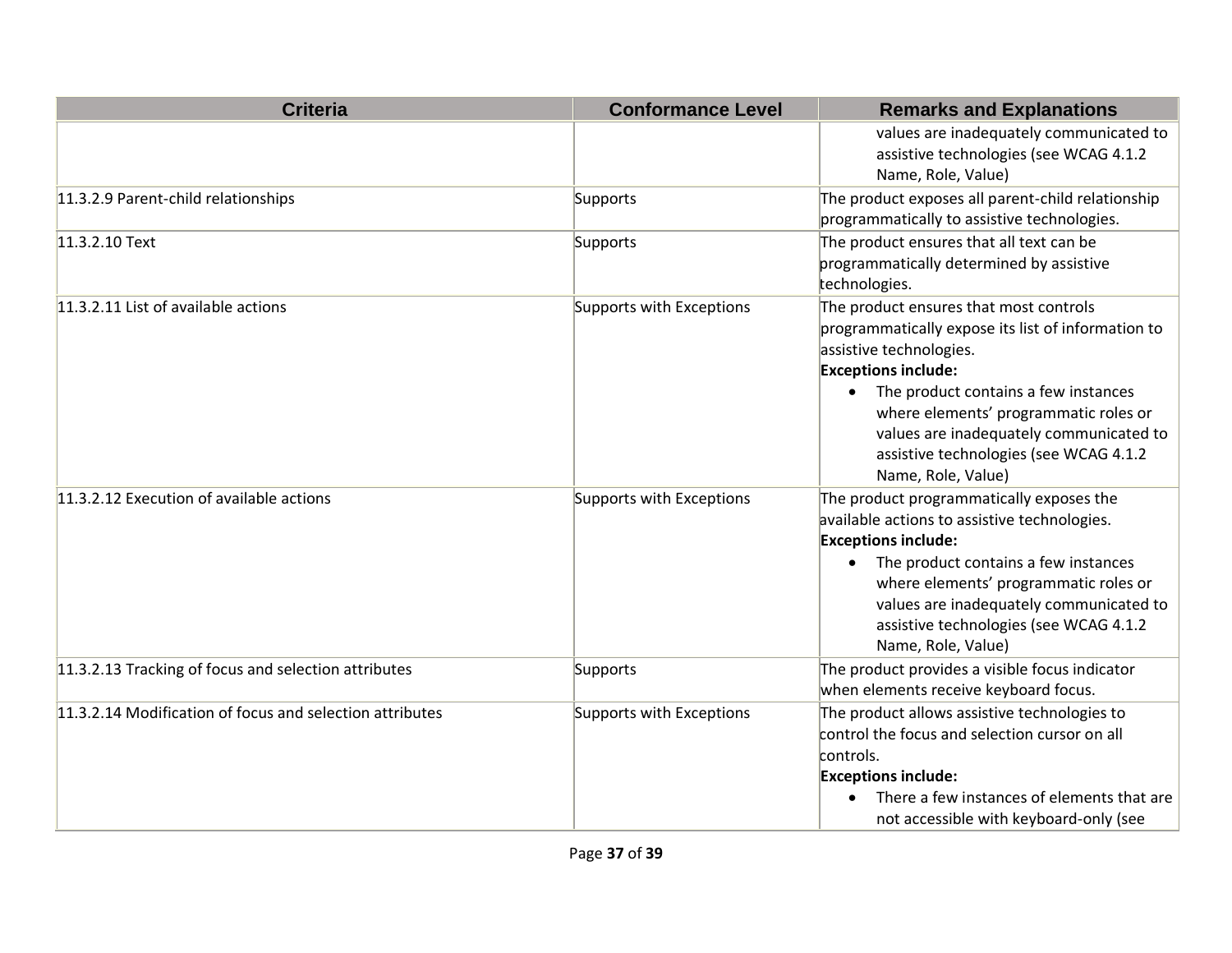| Criteria | Conformance Level | Remarks and Explanations |
|---|---|---|
| | | values are inadequately communicated to assistive technologies (see WCAG 4.1.2 Name, Role, Value) |
| 11.3.2.9 Parent-child relationships | Supports | The product exposes all parent-child relationship programmatically to assistive technologies. |
| 11.3.2.10 Text | Supports | The product ensures that all text can be programmatically determined by assistive technologies. |
| 11.3.2.11 List of available actions | Supports with Exceptions | The product ensures that most controls programmatically expose its list of information to assistive technologies.<br>**Exceptions include:**<br>• The product contains a few instances where elements' programmatic roles or values are inadequately communicated to assistive technologies (see WCAG 4.1.2 Name, Role, Value) |
| 11.3.2.12 Execution of available actions | Supports with Exceptions | The product programmatically exposes the available actions to assistive technologies.<br>**Exceptions include:**<br>• The product contains a few instances where elements' programmatic roles or values are inadequately communicated to assistive technologies (see WCAG 4.1.2 Name, Role, Value) |
| 11.3.2.13 Tracking of focus and selection attributes | Supports | The product provides a visible focus indicator when elements receive keyboard focus. |
| 11.3.2.14 Modification of focus and selection attributes | Supports with Exceptions | The product allows assistive technologies to control the focus and selection cursor on all controls.<br>**Exceptions include:**<br>• There a few instances of elements that are not accessible with keyboard-only (see |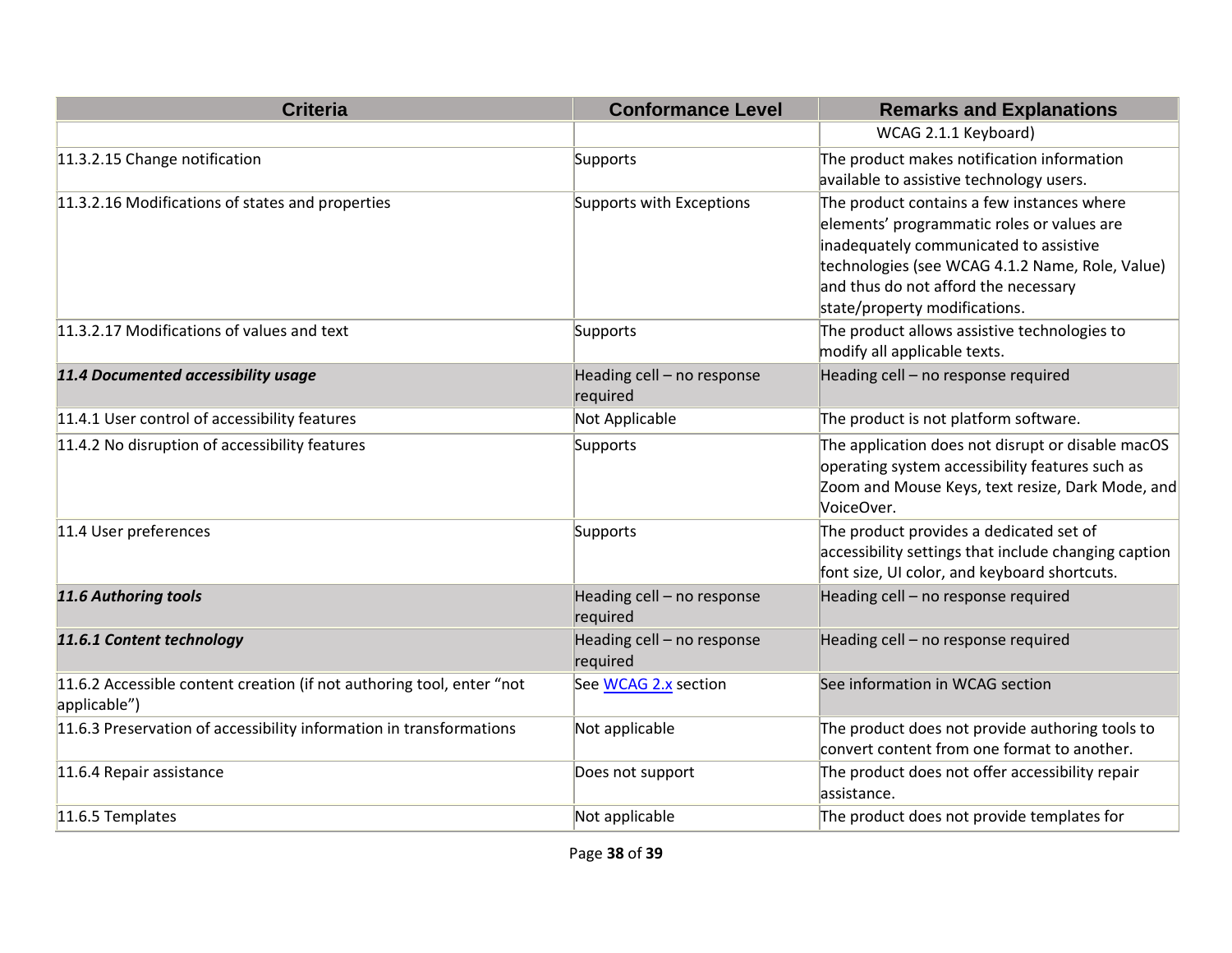| Criteria | Conformance Level | Remarks and Explanations |
|---|---|---|
| | | WCAG 2.1.1 Keyboard) |
| 11.3.2.15 Change notification | Supports | The product makes notification information available to assistive technology users. |
| 11.3.2.16 Modifications of states and properties | Supports with Exceptions | The product contains a few instances where elements' programmatic roles or values are inadequately communicated to assistive technologies (see WCAG 4.1.2 Name, Role, Value) and thus do not afford the necessary state/property modifications. |
| 11.3.2.17 Modifications of values and text | Supports | The product allows assistive technologies to modify all applicable texts. |
| ***11.4 Documented accessibility usage*** | Heading cell – no response required | Heading cell – no response required |
| 11.4.1 User control of accessibility features | Not Applicable | The product is not platform software. |
| 11.4.2 No disruption of accessibility features | Supports | The application does not disrupt or disable macOS operating system accessibility features such as Zoom and Mouse Keys, text resize, Dark Mode, and VoiceOver. |
| 11.4 User preferences | Supports | The product provides a dedicated set of accessibility settings that include changing caption font size, UI color, and keyboard shortcuts. |
| ***11.6 Authoring tools*** | Heading cell – no response required | Heading cell – no response required |
| ***11.6.1 Content technology*** | Heading cell – no response required | Heading cell – no response required |
| 11.6.2 Accessible content creation (if not authoring tool, enter "not applicable") | See WCAG 2.x section | See information in WCAG section |
| 11.6.3 Preservation of accessibility information in transformations | Not applicable | The product does not provide authoring tools to convert content from one format to another. |
| 11.6.4 Repair assistance | Does not support | The product does not offer accessibility repair assistance. |
| 11.6.5 Templates | Not applicable | The product does not provide templates for |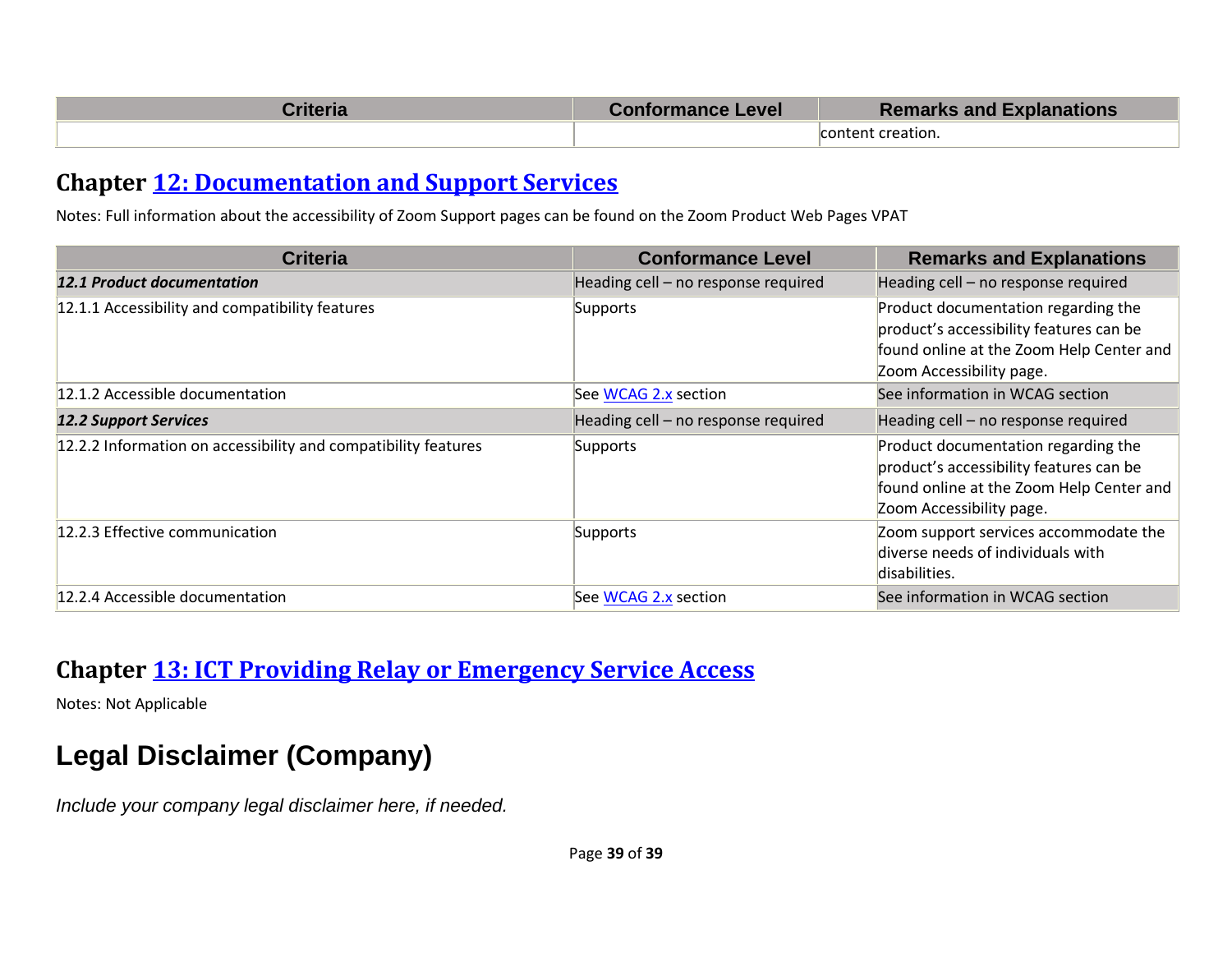| Criteria | Conformance Level | Remarks and Explanations |
|---|---|---|
| | | content creation. |

## Chapter [12: Documentation and Support Services]()

Notes: Full information about the accessibility of Zoom Support pages can be found on the Zoom Product Web Pages VPAT

| Criteria | Conformance Level | Remarks and Explanations |
|---|---|---|
| ***12.1 Product documentation*** | Heading cell – no response required | Heading cell – no response required |
| 12.1.1 Accessibility and compatibility features | Supports | Product documentation regarding the product's accessibility features can be found online at the Zoom Help Center and Zoom Accessibility page. |
| 12.1.2 Accessible documentation | See [WCAG 2.x]() section | See information in WCAG section |
| ***12.2 Support Services*** | Heading cell – no response required | Heading cell – no response required |
| 12.2.2 Information on accessibility and compatibility features | Supports | Product documentation regarding the product's accessibility features can be found online at the Zoom Help Center and Zoom Accessibility page. |
| 12.2.3 Effective communication | Supports | Zoom support services accommodate the diverse needs of individuals with disabilities. |
| 12.2.4 Accessible documentation | See [WCAG 2.x]() section | See information in WCAG section |

## Chapter [13: ICT Providing Relay or Emergency Service Access]()

Notes: Not Applicable

# Legal Disclaimer (Company)

*Include your company legal disclaimer here, if needed.*